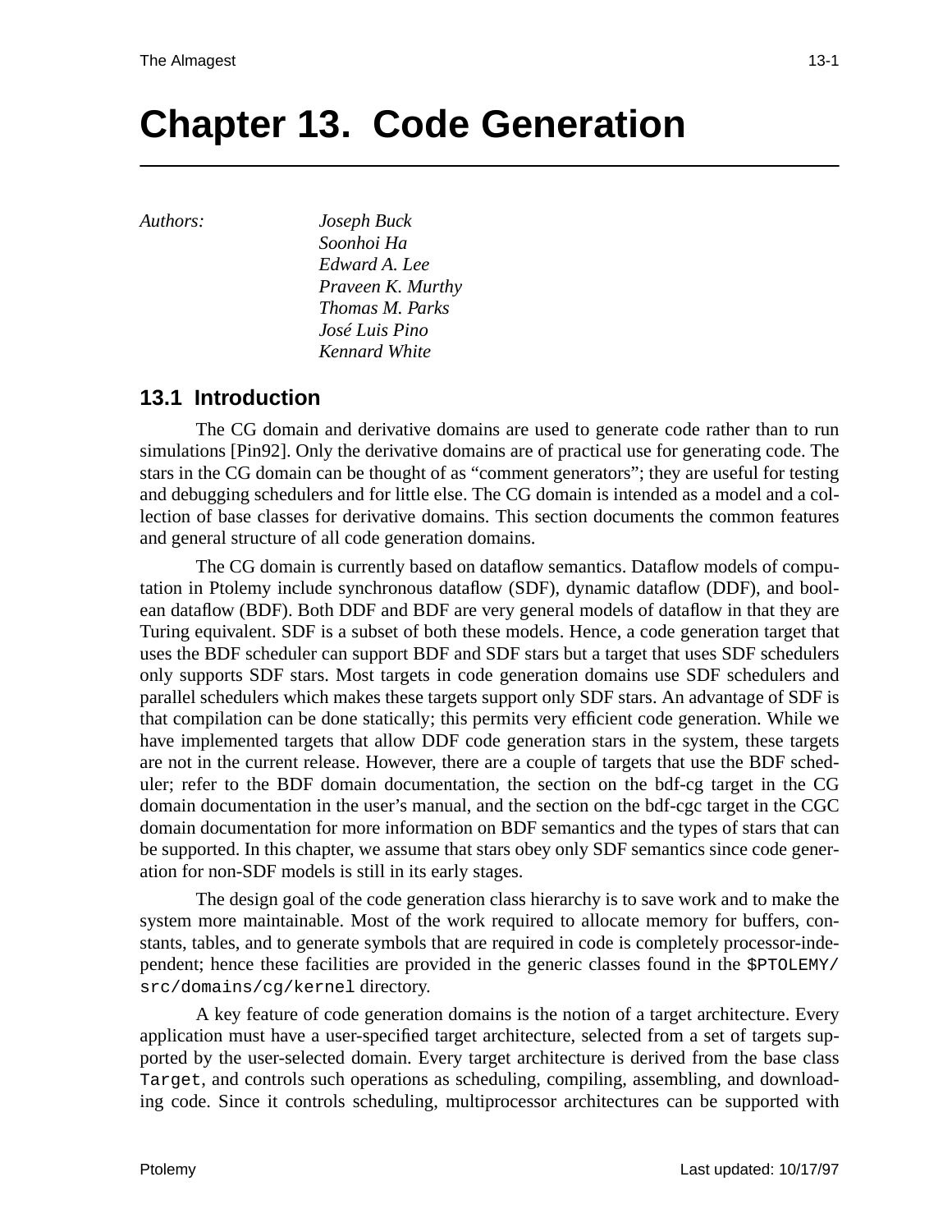# Chapter 13. Code Generation

*Authors:* *Joseph Buck*
*Soonhoi Ha*
*Edward A. Lee*
*Praveen K. Murthy*
*Thomas M. Parks*
*José Luis Pino*
*Kennard White*

## 13.1 Introduction

The CG domain and derivative domains are used to generate code rather than to run simulations [Pin92]. Only the derivative domains are of practical use for generating code. The stars in the CG domain can be thought of as "comment generators"; they are useful for testing and debugging schedulers and for little else. The CG domain is intended as a model and a collection of base classes for derivative domains. This section documents the common features and general structure of all code generation domains.

The CG domain is currently based on dataflow semantics. Dataflow models of computation in Ptolemy include synchronous dataflow (SDF), dynamic dataflow (DDF), and boolean dataflow (BDF). Both DDF and BDF are very general models of dataflow in that they are Turing equivalent. SDF is a subset of both these models. Hence, a code generation target that uses the BDF scheduler can support BDF and SDF stars but a target that uses SDF schedulers only supports SDF stars. Most targets in code generation domains use SDF schedulers and parallel schedulers which makes these targets support only SDF stars. An advantage of SDF is that compilation can be done statically; this permits very efficient code generation. While we have implemented targets that allow DDF code generation stars in the system, these targets are not in the current release. However, there are a couple of targets that use the BDF scheduler; refer to the BDF domain documentation, the section on the bdf-cg target in the CG domain documentation in the user's manual, and the section on the bdf-cgc target in the CGC domain documentation for more information on BDF semantics and the types of stars that can be supported. In this chapter, we assume that stars obey only SDF semantics since code generation for non-SDF models is still in its early stages.

The design goal of the code generation class hierarchy is to save work and to make the system more maintainable. Most of the work required to allocate memory for buffers, constants, tables, and to generate symbols that are required in code is completely processor-independent; hence these facilities are provided in the generic classes found in the `$PTOLEMY/src/domains/cg/kernel` directory.

A key feature of code generation domains is the notion of a target architecture. Every application must have a user-specified target architecture, selected from a set of targets supported by the user-selected domain. Every target architecture is derived from the base class `Target`, and controls such operations as scheduling, compiling, assembling, and downloading code. Since it controls scheduling, multiprocessor architectures can be supported with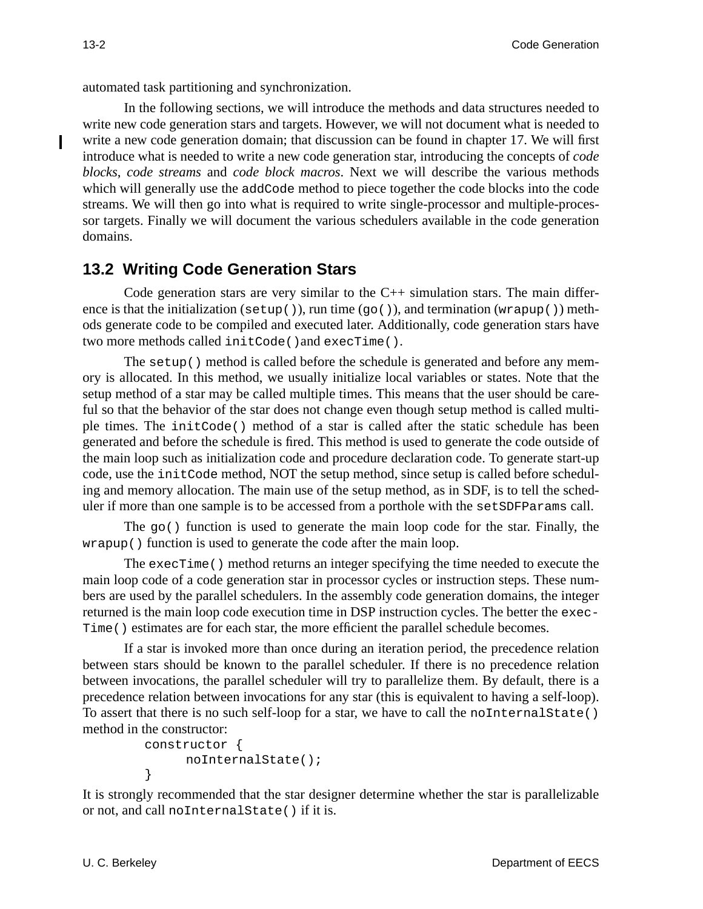automated task partitioning and synchronization.

In the following sections, we will introduce the methods and data structures needed to write new code generation stars and targets. However, we will not document what is needed to write a new code generation domain; that discussion can be found in chapter 17. We will first introduce what is needed to write a new code generation star, introducing the concepts of *code blocks*, *code streams* and *code block macros*. Next we will describe the various methods which will generally use the `addCode` method to piece together the code blocks into the code streams. We will then go into what is required to write single-processor and multiple-processor targets. Finally we will document the various schedulers available in the code generation domains.

## 13.2 Writing Code Generation Stars

Code generation stars are very similar to the C++ simulation stars. The main difference is that the initialization (`setup()`), run time (`go()`), and termination (`wrapup()`) methods generate code to be compiled and executed later. Additionally, code generation stars have two more methods called `initCode()`and `execTime()`.

The `setup()` method is called before the schedule is generated and before any memory is allocated. In this method, we usually initialize local variables or states. Note that the setup method of a star may be called multiple times. This means that the user should be careful so that the behavior of the star does not change even though setup method is called multiple times. The `initCode()` method of a star is called after the static schedule has been generated and before the schedule is fired. This method is used to generate the code outside of the main loop such as initialization code and procedure declaration code. To generate start-up code, use the `initCode` method, NOT the setup method, since setup is called before scheduling and memory allocation. The main use of the setup method, as in SDF, is to tell the scheduler if more than one sample is to be accessed from a porthole with the `setSDFParams` call.

The `go()` function is used to generate the main loop code for the star. Finally, the `wrapup()` function is used to generate the code after the main loop.

The `execTime()` method returns an integer specifying the time needed to execute the main loop code of a code generation star in processor cycles or instruction steps. These numbers are used by the parallel schedulers. In the assembly code generation domains, the integer returned is the main loop code execution time in DSP instruction cycles. The better the `execTime()` estimates are for each star, the more efficient the parallel schedule becomes.

If a star is invoked more than once during an iteration period, the precedence relation between stars should be known to the parallel scheduler. If there is no precedence relation between invocations, the parallel scheduler will try to parallelize them. By default, there is a precedence relation between invocations for any star (this is equivalent to having a self-loop). To assert that there is no such self-loop for a star, we have to call the `noInternalState()` method in the constructor:

```
constructor {
      noInternalState();
}
```

It is strongly recommended that the star designer determine whether the star is parallelizable or not, and call `noInternalState()` if it is.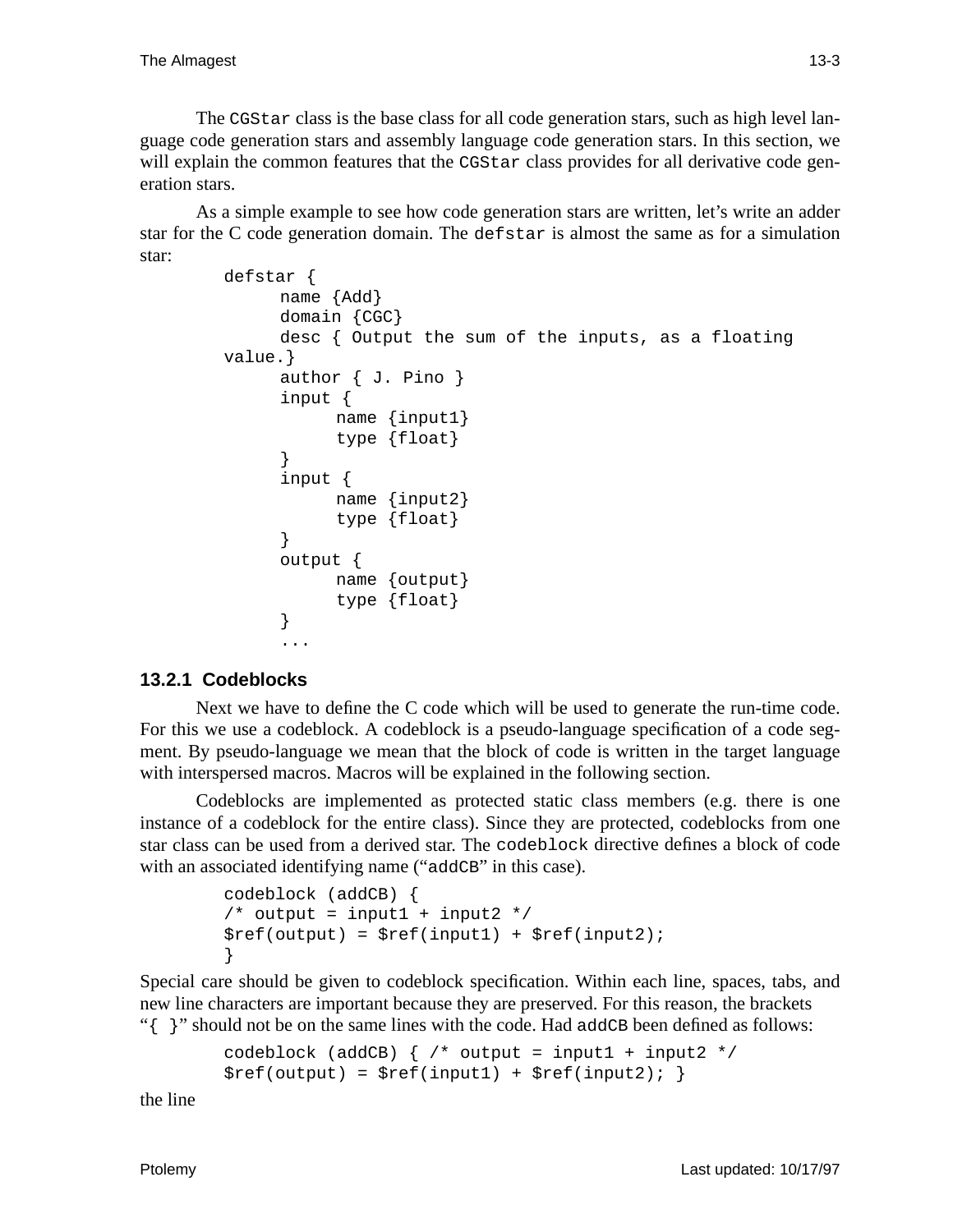The `CGStar` class is the base class for all code generation stars, such as high level language code generation stars and assembly language code generation stars. In this section, we will explain the common features that the `CGStar` class provides for all derivative code generation stars.

As a simple example to see how code generation stars are written, let's write an adder star for the C code generation domain. The `defstar` is almost the same as for a simulation star:

```
defstar {
      name {Add}
      domain {CGC}
      desc { Output the sum of the inputs, as a floating
value.}
      author { J. Pino }
      input {
            name {input1}
            type {float}
      }
      input {
            name {input2}
            type {float}
      }
      output {
            name {output}
            type {float}
      }
      ...
```

### 13.2.1 Codeblocks

Next we have to define the C code which will be used to generate the run-time code. For this we use a codeblock. A codeblock is a pseudo-language specification of a code segment. By pseudo-language we mean that the block of code is written in the target language with interspersed macros. Macros will be explained in the following section.

Codeblocks are implemented as protected static class members (e.g. there is one instance of a codeblock for the entire class). Since they are protected, codeblocks from one star class can be used from a derived star. The `codeblock` directive defines a block of code with an associated identifying name ("`addCB`" in this case).

```
codeblock (addCB) {
/* output = input1 + input2 */
$ref(output) = $ref(input1) + $ref(input2);
}
```

Special care should be given to codeblock specification. Within each line, spaces, tabs, and new line characters are important because they are preserved. For this reason, the brackets "`{ }`" should not be on the same lines with the code. Had `addCB` been defined as follows:

```
codeblock (addCB) { /* output = input1 + input2 */
$ref(output) = $ref(input1) + $ref(input2); }
```

the line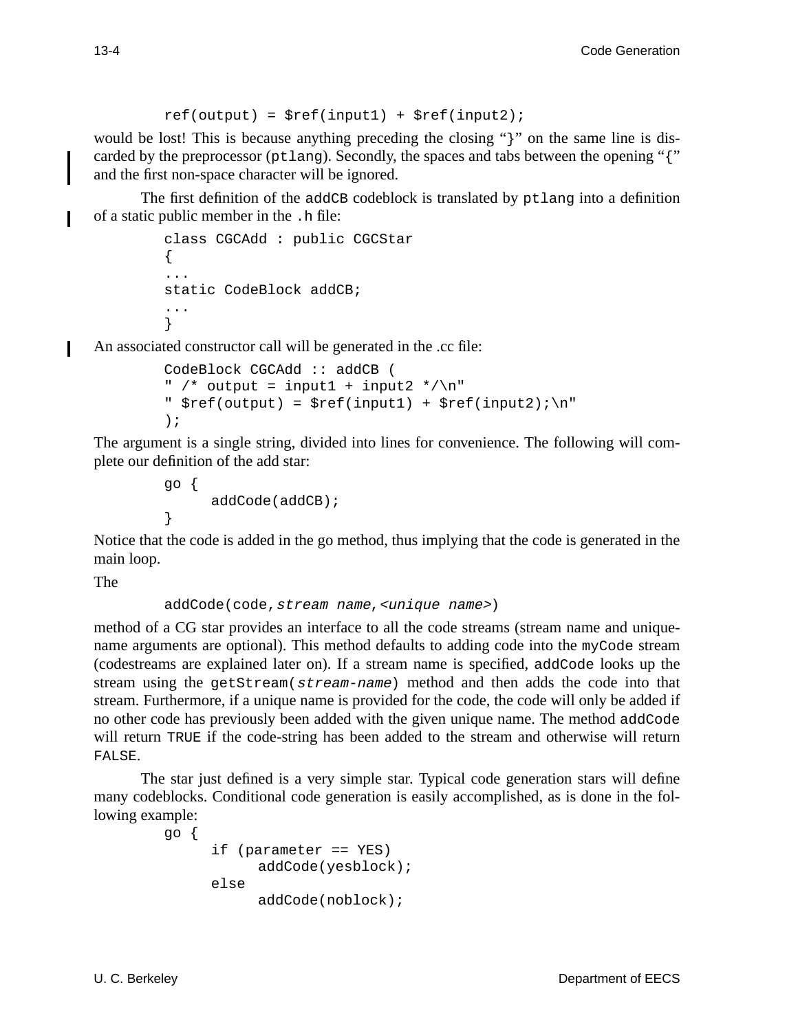```
ref(output) = $ref(input1) + $ref(input2);
```

would be lost! This is because anything preceding the closing "}" on the same line is discarded by the preprocessor (`ptlang`). Secondly, the spaces and tabs between the opening "{" and the first non-space character will be ignored.

The first definition of the `addCB` codeblock is translated by `ptlang` into a definition of a static public member in the `.h` file:

```
class CGCAdd : public CGCStar
{
...
static CodeBlock addCB;
...
}
```

An associated constructor call will be generated in the .cc file:

```
CodeBlock CGCAdd :: addCB (
" /* output = input1 + input2 */\n"
" $ref(output) = $ref(input1) + $ref(input2);\n"
);
```

The argument is a single string, divided into lines for convenience. The following will complete our definition of the add star:

```
go {
     addCode(addCB);
}
```

Notice that the code is added in the go method, thus implying that the code is generated in the main loop.

The

```
addCode(code,stream name,<unique name>)
```

method of a CG star provides an interface to all the code streams (stream name and unique-name arguments are optional). This method defaults to adding code into the `myCode` stream (codestreams are explained later on). If a stream name is specified, `addCode` looks up the stream using the `getStream(`*stream-name*`)` method and then adds the code into that stream. Furthermore, if a unique name is provided for the code, the code will only be added if no other code has previously been added with the given unique name. The method `addCode` will return `TRUE` if the code-string has been added to the stream and otherwise will return `FALSE`.

The star just defined is a very simple star. Typical code generation stars will define many codeblocks. Conditional code generation is easily accomplished, as is done in the following example:

```
go {
     if (parameter == YES)
          addCode(yesblock);
     else
          addCode(noblock);
```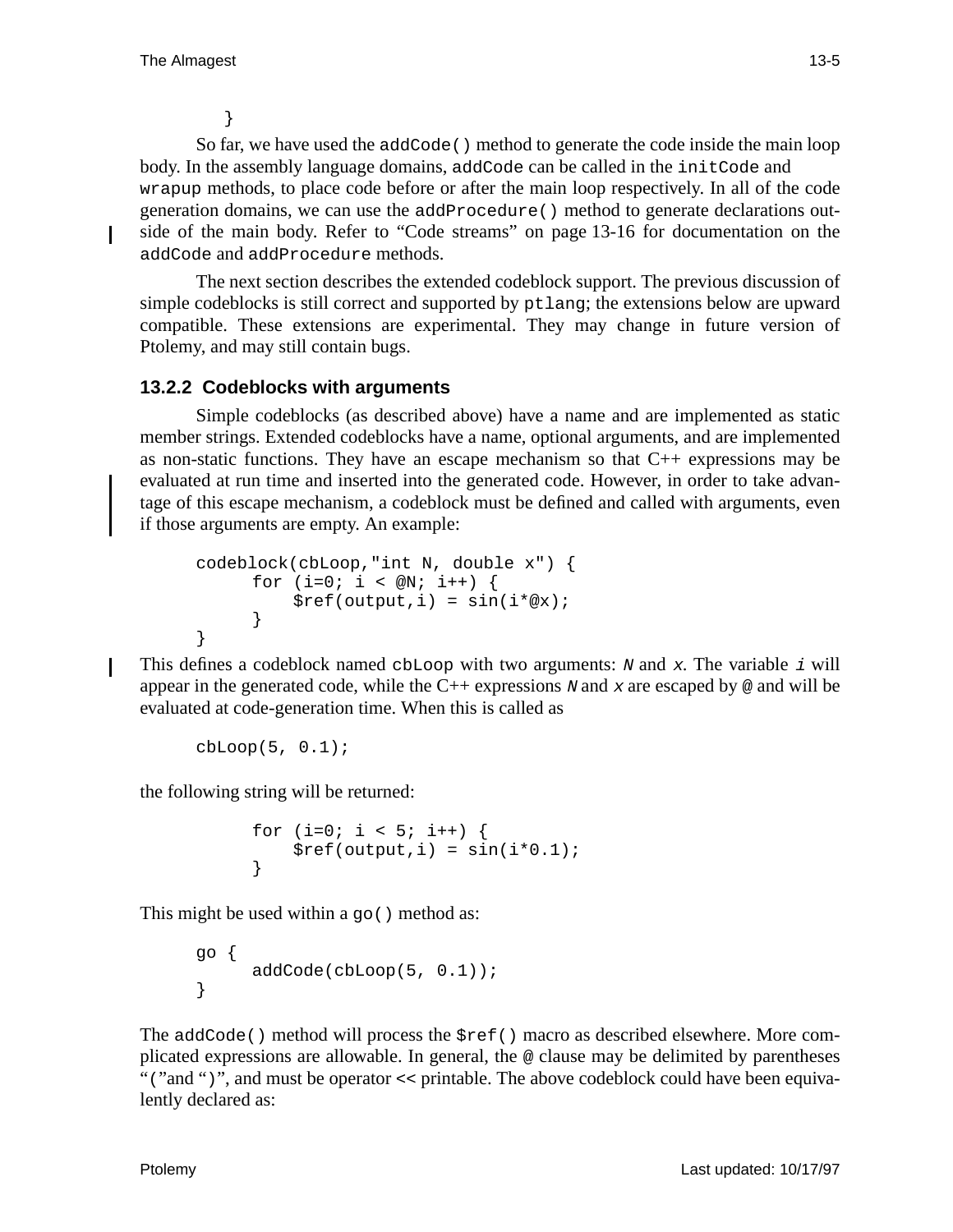```
}
```

So far, we have used the `addCode()` method to generate the code inside the main loop body. In the assembly language domains, `addCode` can be called in the `initCode` and `wrapup` methods, to place code before or after the main loop respectively. In all of the code generation domains, we can use the `addProcedure()` method to generate declarations outside of the main body. Refer to "Code streams" on page 13-16 for documentation on the `addCode` and `addProcedure` methods.

The next section describes the extended codeblock support. The previous discussion of simple codeblocks is still correct and supported by `ptlang`; the extensions below are upward compatible. These extensions are experimental. They may change in future version of Ptolemy, and may still contain bugs.

### 13.2.2 Codeblocks with arguments

Simple codeblocks (as described above) have a name and are implemented as static member strings. Extended codeblocks have a name, optional arguments, and are implemented as non-static functions. They have an escape mechanism so that C++ expressions may be evaluated at run time and inserted into the generated code. However, in order to take advantage of this escape mechanism, a codeblock must be defined and called with arguments, even if those arguments are empty. An example:

```
codeblock(cbLoop,"int N, double x") {
     for (i=0; i < @N; i++) {
         $ref(output,i) = sin(i*@x);
     }
}
```

This defines a codeblock named `cbLoop` with two arguments: *N* and *x*. The variable *i* will appear in the generated code, while the C++ expressions *N* and *x* are escaped by `@` and will be evaluated at code-generation time. When this is called as

```
cbLoop(5, 0.1);
```

the following string will be returned:

```
     for (i=0; i < 5; i++) {
         $ref(output,i) = sin(i*0.1);
     }
```

This might be used within a `go()` method as:

```
go {
     addCode(cbLoop(5, 0.1));
}
```

The `addCode()` method will process the `$ref()` macro as described elsewhere. More complicated expressions are allowable. In general, the `@` clause may be delimited by parentheses "`(`"and "`)`", and must be operator `<<` printable. The above codeblock could have been equivalently declared as: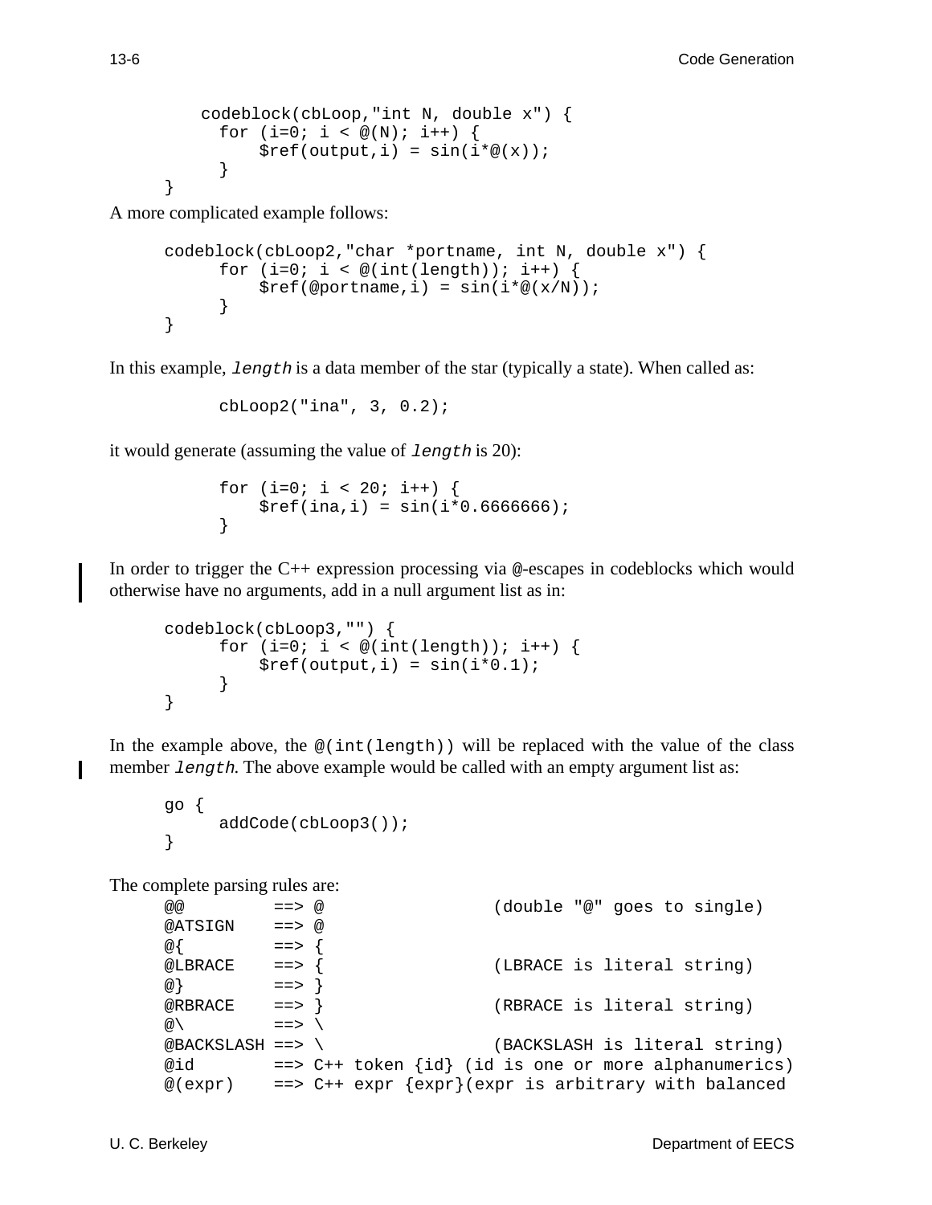```
    codeblock(cbLoop,"int N, double x") {
      for (i=0; i < @(N); i++) {
          $ref(output,i) = sin(i*@(x));
      }
}
```

A more complicated example follows:

```
codeblock(cbLoop2,"char *portname, int N, double x") {
      for (i=0; i < @(int(length)); i++) {
          $ref(@portname,i) = sin(i*@(x/N));
      }
}
```

In this example, *length* is a data member of the star (typically a state). When called as:

```
      cbLoop2("ina", 3, 0.2);
```

it would generate (assuming the value of *length* is 20):

```
      for (i=0; i < 20; i++) {
          $ref(ina,i) = sin(i*0.6666666);
      }
```

In order to trigger the C++ expression processing via @-escapes in codeblocks which would otherwise have no arguments, add in a null argument list as in:

```
codeblock(cbLoop3,"") {
      for (i=0; i < @(int(length)); i++) {
          $ref(output,i) = sin(i*0.1);
      }
}
```

In the example above, the `@(int(length))` will be replaced with the value of the class member *length*. The above example would be called with an empty argument list as:

```
go {
      addCode(cbLoop3());
}
```

The complete parsing rules are:

```
@@          ==> @                (double "@" goes to single)
@ATSIGN     ==> @
@{          ==> {
@LBRACE     ==> {                (LBRACE is literal string)
@}          ==> }
@RBRACE     ==> }                (RBRACE is literal string)
@\          ==> \
@BACKSLASH ==> \                 (BACKSLASH is literal string)
@id         ==> C++ token {id} (id is one or more alphanumerics)
@(expr)     ==> C++ expr {expr}(expr is arbitrary with balanced
```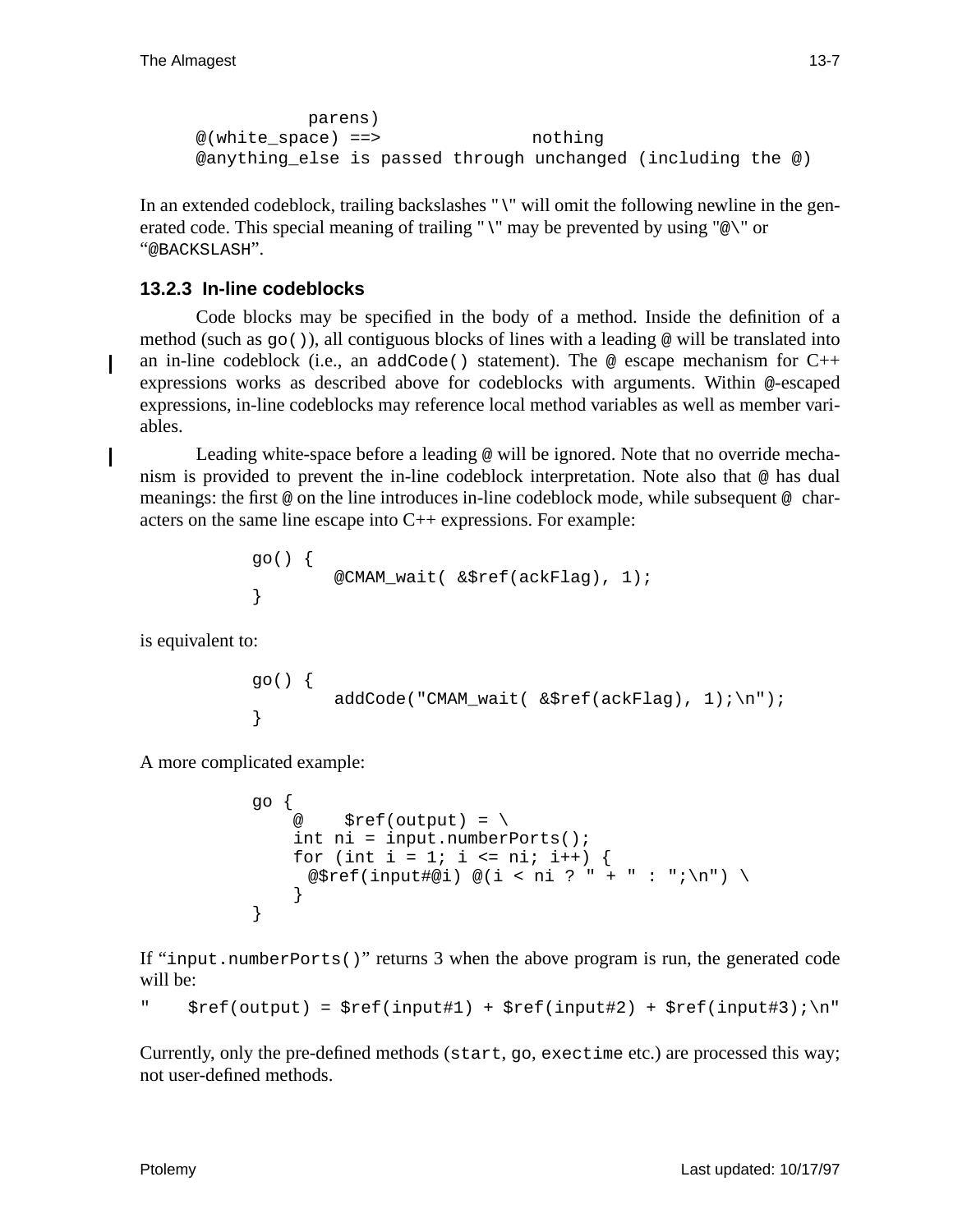```
            parens)
@(white_space) ==>              nothing
@anything_else is passed through unchanged (including the @)
```

In an extended codeblock, trailing backslashes "\" will omit the following newline in the generated code. This special meaning of trailing "\" may be prevented by using "@\" or "@BACKSLASH".

### 13.2.3 In-line codeblocks

Code blocks may be specified in the body of a method. Inside the definition of a method (such as `go()`), all contiguous blocks of lines with a leading `@` will be translated into an in-line codeblock (i.e., an `addCode()` statement). The `@` escape mechanism for C++ expressions works as described above for codeblocks with arguments. Within `@`-escaped expressions, in-line codeblocks may reference local method variables as well as member variables.

Leading white-space before a leading `@` will be ignored. Note that no override mechanism is provided to prevent the in-line codeblock interpretation. Note also that `@` has dual meanings: the first `@` on the line introduces in-line codeblock mode, while subsequent `@` characters on the same line escape into C++ expressions. For example:

```
go() {
        @CMAM_wait( &$ref(ackFlag), 1);
}
```

is equivalent to:

```
go() {
        addCode("CMAM_wait( &$ref(ackFlag), 1);\n");
}
```

A more complicated example:

```
go {
    @    $ref(output) = \
    int ni = input.numberPorts();
    for (int i = 1; i <= ni; i++) {
      @$ref(input#@i) @(i < ni ? " + " : ";\n") \
    }
}
```

If "`input.numberPorts()`" returns 3 when the above program is run, the generated code will be:

```
"    $ref(output) = $ref(input#1) + $ref(input#2) + $ref(input#3);\n"
```

Currently, only the pre-defined methods (`start`, `go`, `exectime` etc.) are processed this way; not user-defined methods.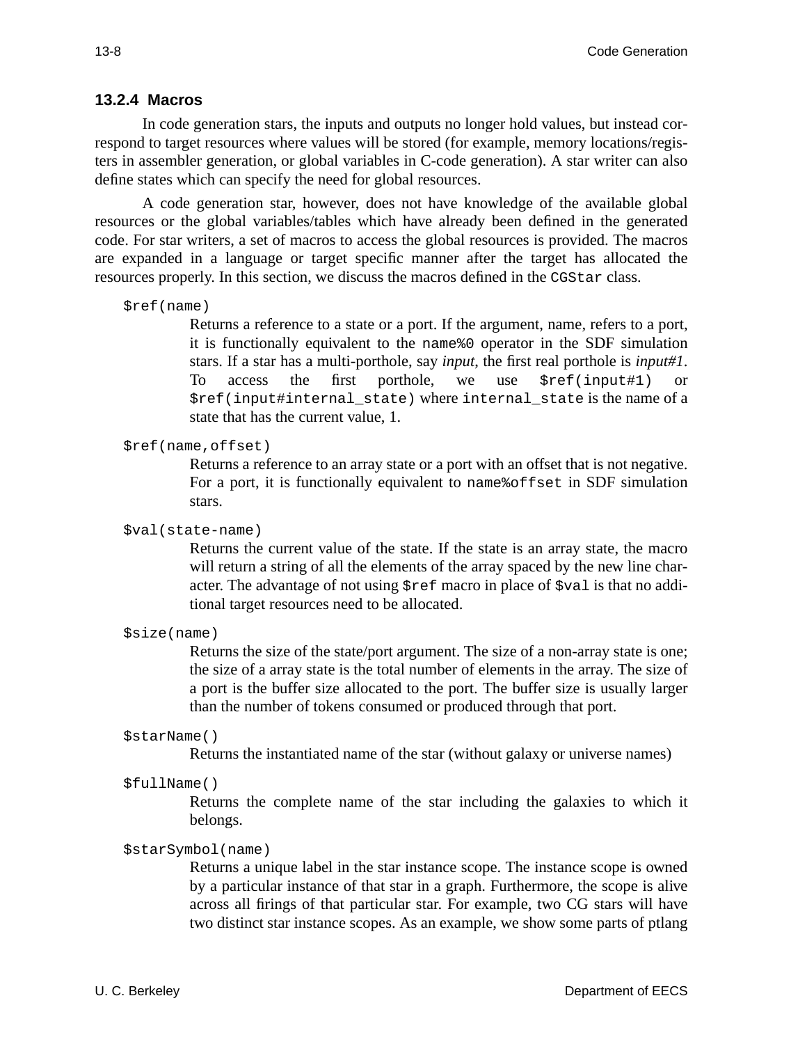### 13.2.4 Macros

In code generation stars, the inputs and outputs no longer hold values, but instead correspond to target resources where values will be stored (for example, memory locations/registers in assembler generation, or global variables in C-code generation). A star writer can also define states which can specify the need for global resources.

A code generation star, however, does not have knowledge of the available global resources or the global variables/tables which have already been defined in the generated code. For star writers, a set of macros to access the global resources is provided. The macros are expanded in a language or target specific manner after the target has allocated the resources properly. In this section, we discuss the macros defined in the `CGStar` class.

`$ref(name)`
: Returns a reference to a state or a port. If the argument, name, refers to a port, it is functionally equivalent to the `name%0` operator in the SDF simulation stars. If a star has a multi-porthole, say *input*, the first real porthole is *input#1*. To access the first porthole, we use `$ref(input#1)` or `$ref(input#internal_state)` where `internal_state` is the name of a state that has the current value, 1.

`$ref(name,offset)`
: Returns a reference to an array state or a port with an offset that is not negative. For a port, it is functionally equivalent to `name%offset` in SDF simulation stars.

`$val(state-name)`
: Returns the current value of the state. If the state is an array state, the macro will return a string of all the elements of the array spaced by the new line character. The advantage of not using `$ref` macro in place of `$val` is that no additional target resources need to be allocated.

`$size(name)`
: Returns the size of the state/port argument. The size of a non-array state is one; the size of a array state is the total number of elements in the array. The size of a port is the buffer size allocated to the port. The buffer size is usually larger than the number of tokens consumed or produced through that port.

`$starName()`
: Returns the instantiated name of the star (without galaxy or universe names)

`$fullName()`
: Returns the complete name of the star including the galaxies to which it belongs.

`$starSymbol(name)`
: Returns a unique label in the star instance scope. The instance scope is owned by a particular instance of that star in a graph. Furthermore, the scope is alive across all firings of that particular star. For example, two CG stars will have two distinct star instance scopes. As an example, we show some parts of ptlang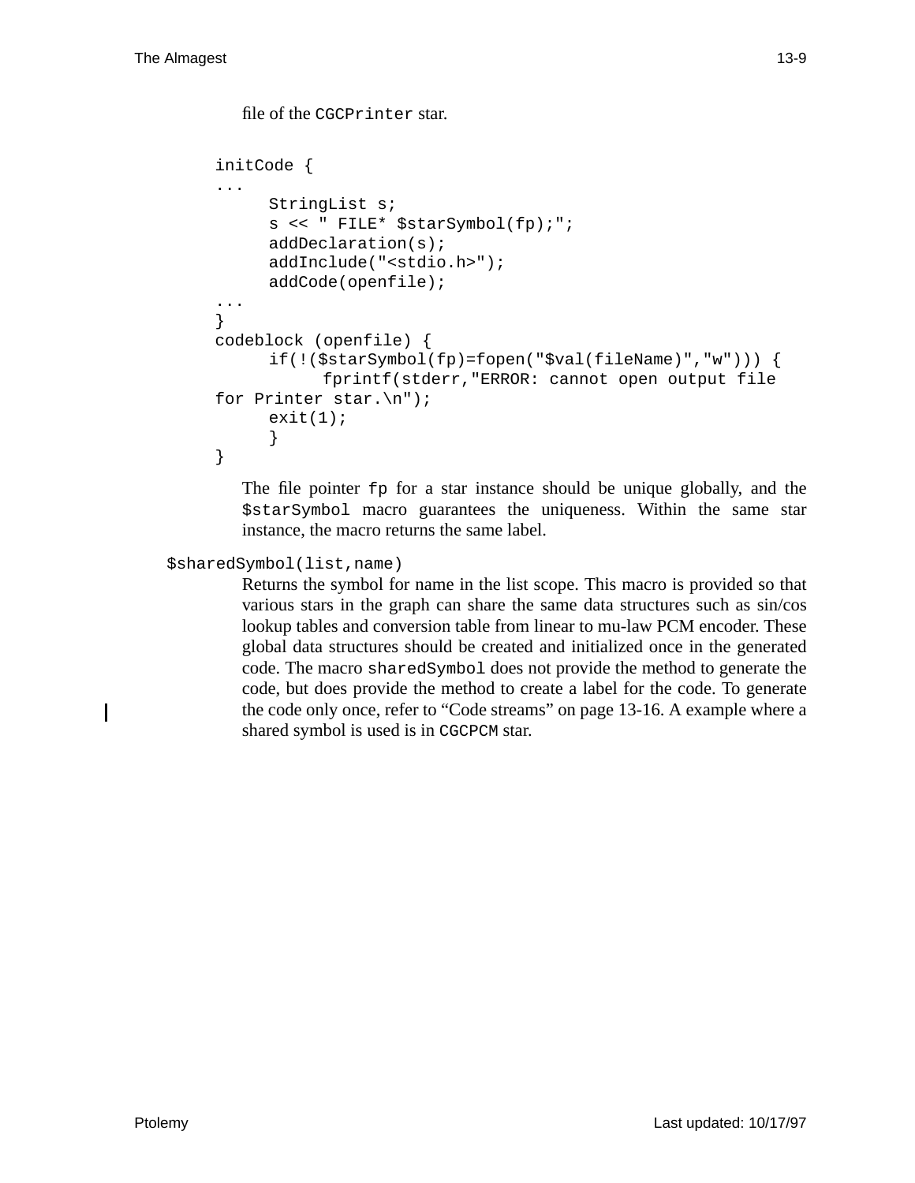file of the `CGCPrinter` star.

```
initCode {
...
     StringList s;
     s << " FILE* $starSymbol(fp);";
     addDeclaration(s);
     addInclude("<stdio.h>");
     addCode(openfile);
...
}
codeblock (openfile) {
     if(!($starSymbol(fp)=fopen("$val(fileName)","w"))) {
          fprintf(stderr,"ERROR: cannot open output file
for Printer star.\n");
     exit(1);
     }
}
```

The file pointer `fp` for a star instance should be unique globally, and the `$starSymbol` macro guarantees the uniqueness. Within the same star instance, the macro returns the same label.

`$sharedSymbol(list,name)`

Returns the symbol for name in the list scope. This macro is provided so that various stars in the graph can share the same data structures such as sin/cos lookup tables and conversion table from linear to mu-law PCM encoder. These global data structures should be created and initialized once in the generated code. The macro `sharedSymbol` does not provide the method to generate the code, but does provide the method to create a label for the code. To generate the code only once, refer to "Code streams" on page 13-16. A example where a shared symbol is used is in `CGCPCM` star.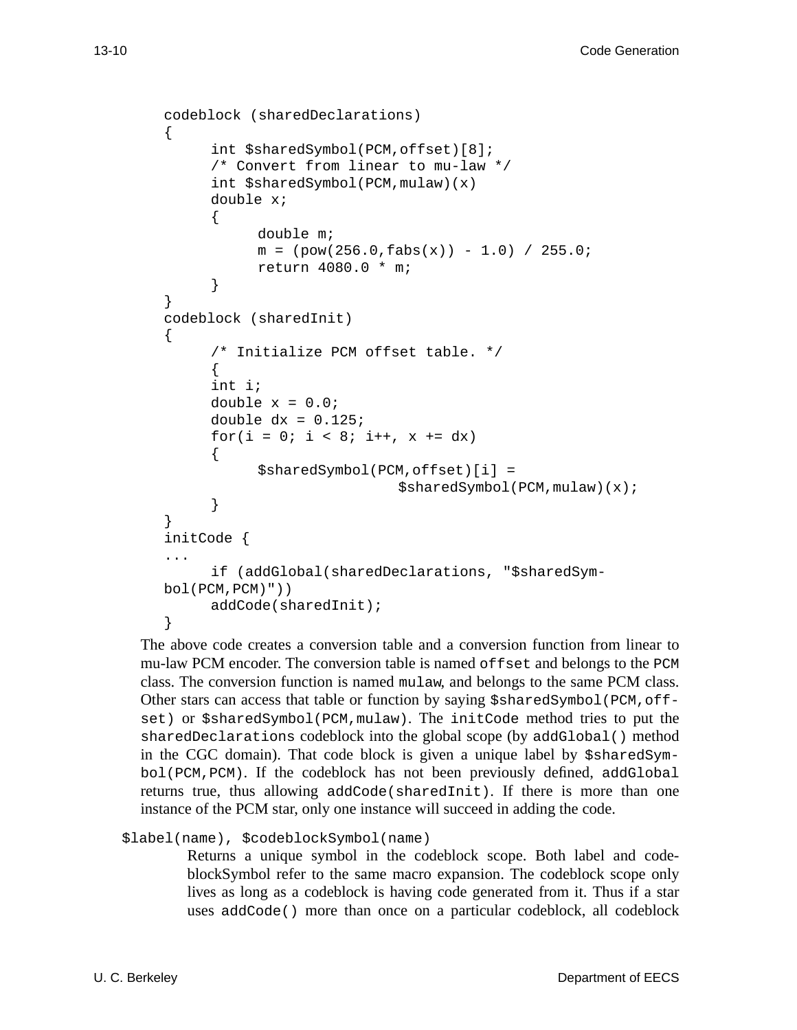```
codeblock (sharedDeclarations)
{
      int $sharedSymbol(PCM,offset)[8];
      /* Convert from linear to mu-law */
      int $sharedSymbol(PCM,mulaw)(x)
      double x;
      {
            double m;
            m = (pow(256.0,fabs(x)) - 1.0) / 255.0;
            return 4080.0 * m;
      }
}
codeblock (sharedInit)
{
      /* Initialize PCM offset table. */
      {
      int i;
      double x = 0.0;
      double dx = 0.125;
      for(i = 0; i < 8; i++, x += dx)
      {
            $sharedSymbol(PCM,offset)[i] =
                              $sharedSymbol(PCM,mulaw)(x);
      }
}
initCode {
...
      if (addGlobal(sharedDeclarations, "$sharedSym-
bol(PCM,PCM)"))
      addCode(sharedInit);
}
```

The above code creates a conversion table and a conversion function from linear to mu-law PCM encoder. The conversion table is named `offset` and belongs to the `PCM` class. The conversion function is named `mulaw`, and belongs to the same PCM class. Other stars can access that table or function by saying `$sharedSymbol(PCM,offset)` or `$sharedSymbol(PCM,mulaw)`. The `initCode` method tries to put the `sharedDeclarations` codeblock into the global scope (by `addGlobal()` method in the CGC domain). That code block is given a unique label by `$sharedSymbol(PCM,PCM)`. If the codeblock has not been previously defined, `addGlobal` returns true, thus allowing `addCode(sharedInit)`. If there is more than one instance of the PCM star, only one instance will succeed in adding the code.

`$label(name), $codeblockSymbol(name)`

Returns a unique symbol in the codeblock scope. Both label and codeblockSymbol refer to the same macro expansion. The codeblock scope only lives as long as a codeblock is having code generated from it. Thus if a star uses `addCode()` more than once on a particular codeblock, all codeblock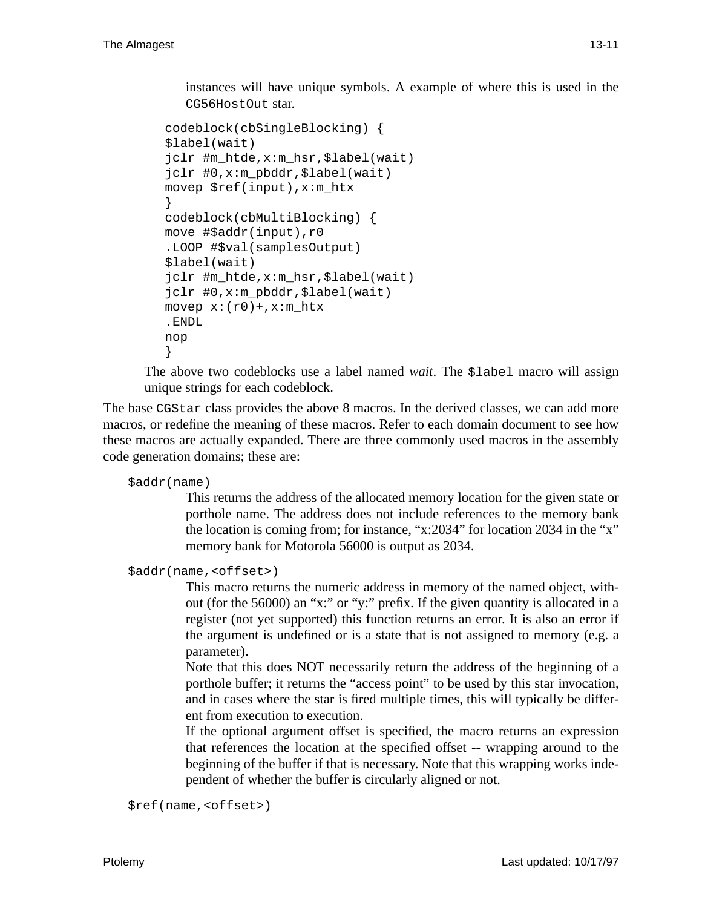instances will have unique symbols. A example of where this is used in the `CG56HostOut` star.

```
codeblock(cbSingleBlocking) {
$label(wait)
jclr #m_htde,x:m_hsr,$label(wait)
jclr #0,x:m_pbddr,$label(wait)
movep $ref(input),x:m_htx
}
codeblock(cbMultiBlocking) {
move #$addr(input),r0
.LOOP #$val(samplesOutput)
$label(wait)
jclr #m_htde,x:m_hsr,$label(wait)
jclr #0,x:m_pbddr,$label(wait)
movep x:(r0)+,x:m_htx
.ENDL
nop
}
```

The above two codeblocks use a label named *wait*. The `$label` macro will assign unique strings for each codeblock.

The base `CGStar` class provides the above 8 macros. In the derived classes, we can add more macros, or redefine the meaning of these macros. Refer to each domain document to see how these macros are actually expanded. There are three commonly used macros in the assembly code generation domains; these are:

`$addr(name)`

This returns the address of the allocated memory location for the given state or porthole name. The address does not include references to the memory bank the location is coming from; for instance, "x:2034" for location 2034 in the "x" memory bank for Motorola 56000 is output as 2034.

`$addr(name,<offset>)`

This macro returns the numeric address in memory of the named object, without (for the 56000) an "x:" or "y:" prefix. If the given quantity is allocated in a register (not yet supported) this function returns an error. It is also an error if the argument is undefined or is a state that is not assigned to memory (e.g. a parameter).

Note that this does NOT necessarily return the address of the beginning of a porthole buffer; it returns the "access point" to be used by this star invocation, and in cases where the star is fired multiple times, this will typically be different from execution to execution.

If the optional argument offset is specified, the macro returns an expression that references the location at the specified offset -- wrapping around to the beginning of the buffer if that is necessary. Note that this wrapping works independent of whether the buffer is circularly aligned or not.

`$ref(name,<offset>)`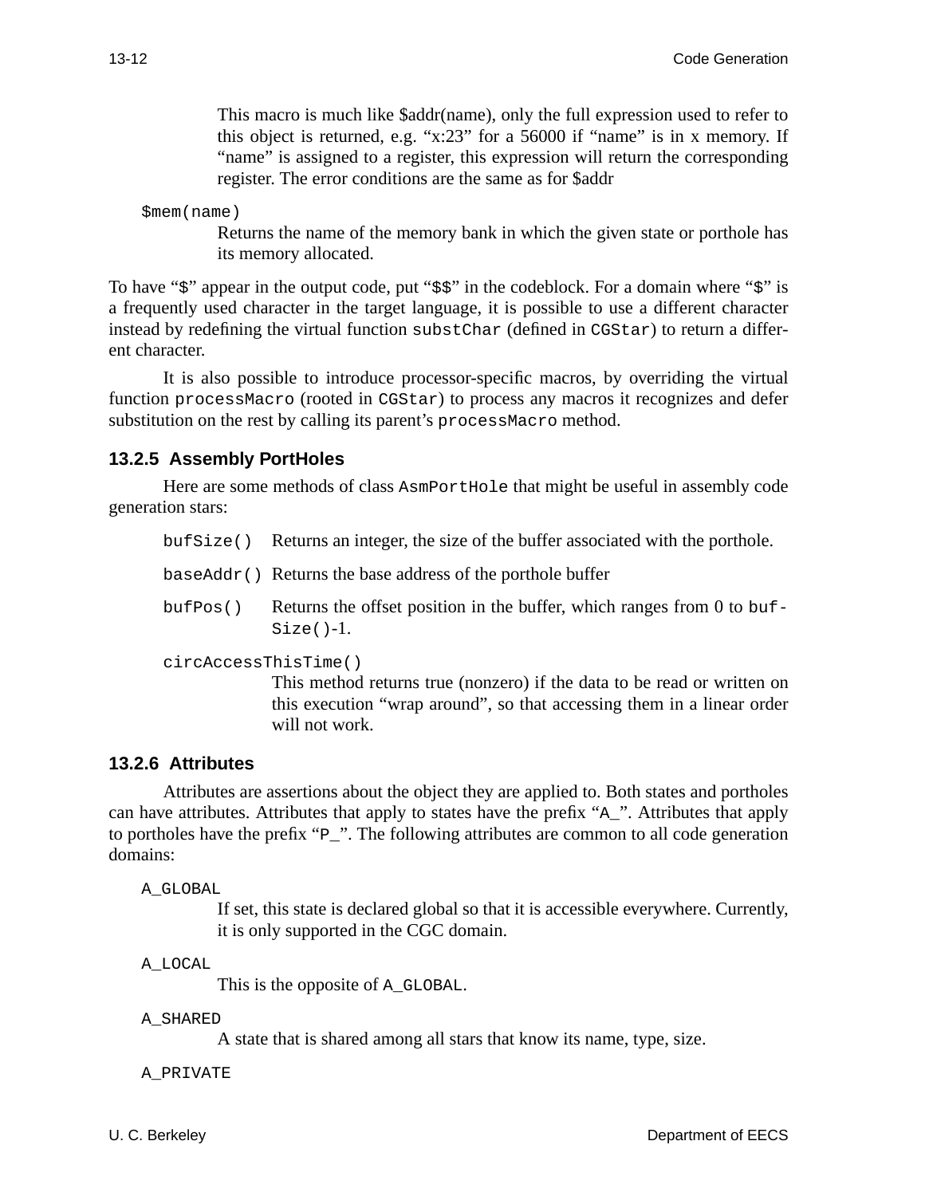This macro is much like $addr(name), only the full expression used to refer to this object is returned, e.g. “x:23” for a 56000 if “name” is in x memory. If “name” is assigned to a register, this expression will return the corresponding register. The error conditions are the same as for $addr

`$mem(name)`

Returns the name of the memory bank in which the given state or porthole has its memory allocated.

To have “`$`” appear in the output code, put “`$$`” in the codeblock. For a domain where “`$`” is a frequently used character in the target language, it is possible to use a different character instead by redefining the virtual function `substChar` (defined in `CGStar`) to return a different character.

It is also possible to introduce processor-specific macros, by overriding the virtual function `processMacro` (rooted in `CGStar`) to process any macros it recognizes and defer substitution on the rest by calling its parent’s `processMacro` method.

### 13.2.5 Assembly PortHoles

Here are some methods of class `AsmPortHole` that might be useful in assembly code generation stars:

`bufSize()` Returns an integer, the size of the buffer associated with the porthole.

`baseAddr()` Returns the base address of the porthole buffer

`bufPos()` Returns the offset position in the buffer, which ranges from 0 to `bufSize()`-1.

`circAccessThisTime()`

This method returns true (nonzero) if the data to be read or written on this execution “wrap around”, so that accessing them in a linear order will not work.

### 13.2.6 Attributes

Attributes are assertions about the object they are applied to. Both states and portholes can have attributes. Attributes that apply to states have the prefix “`A_`”. Attributes that apply to portholes have the prefix “`P_`”. The following attributes are common to all code generation domains:

`A_GLOBAL`

If set, this state is declared global so that it is accessible everywhere. Currently, it is only supported in the CGC domain.

`A_LOCAL`

This is the opposite of `A_GLOBAL`.

`A_SHARED`

A state that is shared among all stars that know its name, type, size.

`A_PRIVATE`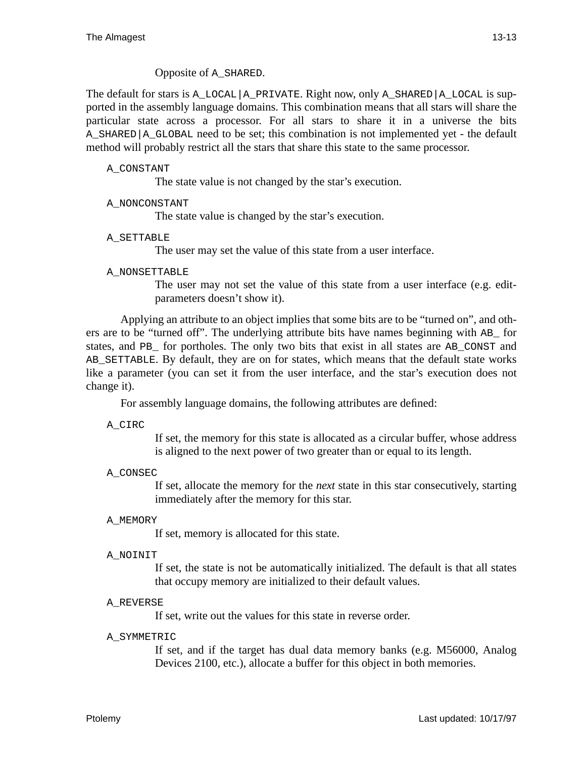Opposite of `A_SHARED`.

The default for stars is `A_LOCAL|A_PRIVATE`. Right now, only `A_SHARED|A_LOCAL` is supported in the assembly language domains. This combination means that all stars will share the particular state across a processor. For all stars to share it in a universe the bits `A_SHARED|A_GLOBAL` need to be set; this combination is not implemented yet - the default method will probably restrict all the stars that share this state to the same processor.

`A_CONSTANT`
: The state value is not changed by the star's execution.

`A_NONCONSTANT`
: The state value is changed by the star's execution.

`A_SETTABLE`
: The user may set the value of this state from a user interface.

`A_NONSETTABLE`
: The user may not set the value of this state from a user interface (e.g. edit-parameters doesn't show it).

Applying an attribute to an object implies that some bits are to be "turned on", and others are to be "turned off". The underlying attribute bits have names beginning with `AB_` for states, and `PB_` for portholes. The only two bits that exist in all states are `AB_CONST` and `AB_SETTABLE`. By default, they are on for states, which means that the default state works like a parameter (you can set it from the user interface, and the star's execution does not change it).

For assembly language domains, the following attributes are defined:

`A_CIRC`
: If set, the memory for this state is allocated as a circular buffer, whose address is aligned to the next power of two greater than or equal to its length.

`A_CONSEC`
: If set, allocate the memory for the *next* state in this star consecutively, starting immediately after the memory for this star.

`A_MEMORY`
: If set, memory is allocated for this state.

`A_NOINIT`
: If set, the state is not be automatically initialized. The default is that all states that occupy memory are initialized to their default values.

`A_REVERSE`
: If set, write out the values for this state in reverse order.

`A_SYMMETRIC`
: If set, and if the target has dual data memory banks (e.g. M56000, Analog Devices 2100, etc.), allocate a buffer for this object in both memories.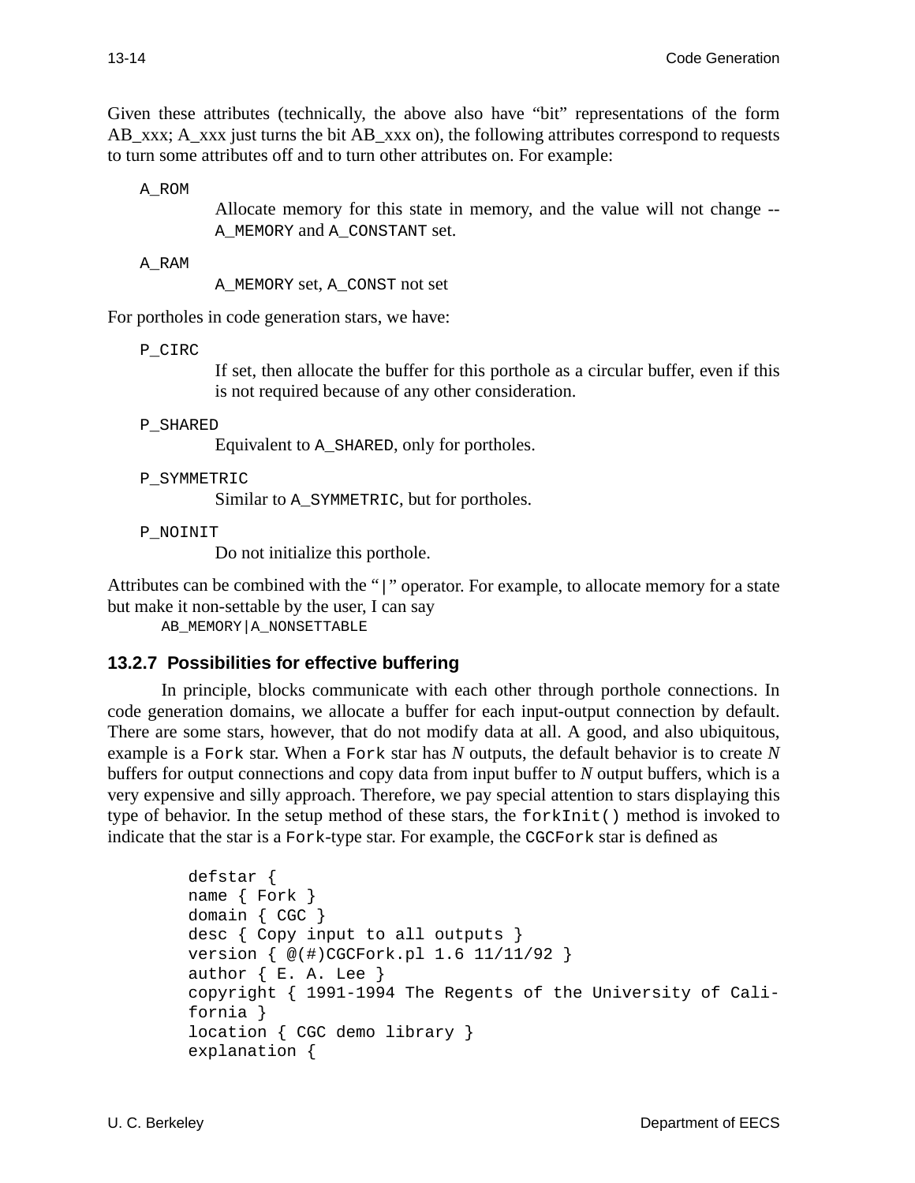Given these attributes (technically, the above also have "bit" representations of the form AB_xxx; A_xxx just turns the bit AB_xxx on), the following attributes correspond to requests to turn some attributes off and to turn other attributes on. For example:

`A_ROM`
: Allocate memory for this state in memory, and the value will not change -- `A_MEMORY` and `A_CONSTANT` set.

`A_RAM`
: `A_MEMORY` set, `A_CONST` not set

For portholes in code generation stars, we have:

`P_CIRC`
: If set, then allocate the buffer for this porthole as a circular buffer, even if this is not required because of any other consideration.

`P_SHARED`
: Equivalent to `A_SHARED`, only for portholes.

`P_SYMMETRIC`
: Similar to `A_SYMMETRIC`, but for portholes.

`P_NOINIT`
: Do not initialize this porthole.

Attributes can be combined with the "`|`" operator. For example, to allocate memory for a state but make it non-settable by the user, I can say

```
AB_MEMORY|A_NONSETTABLE
```

### 13.2.7 Possibilities for effective buffering

In principle, blocks communicate with each other through porthole connections. In code generation domains, we allocate a buffer for each input-output connection by default. There are some stars, however, that do not modify data at all. A good, and also ubiquitous, example is a `Fork` star. When a `Fork` star has $N$ outputs, the default behavior is to create $N$ buffers for output connections and copy data from input buffer to $N$ output buffers, which is a very expensive and silly approach. Therefore, we pay special attention to stars displaying this type of behavior. In the setup method of these stars, the `forkInit()` method is invoked to indicate that the star is a `Fork`-type star. For example, the `CGCFork` star is defined as

```
defstar {
name { Fork }
domain { CGC }
desc { Copy input to all outputs }
version { @(#)CGCFork.pl 1.6 11/11/92 }
author { E. A. Lee }
copyright { 1991-1994 The Regents of the University of Cali-
fornia }
location { CGC demo library }
explanation {
```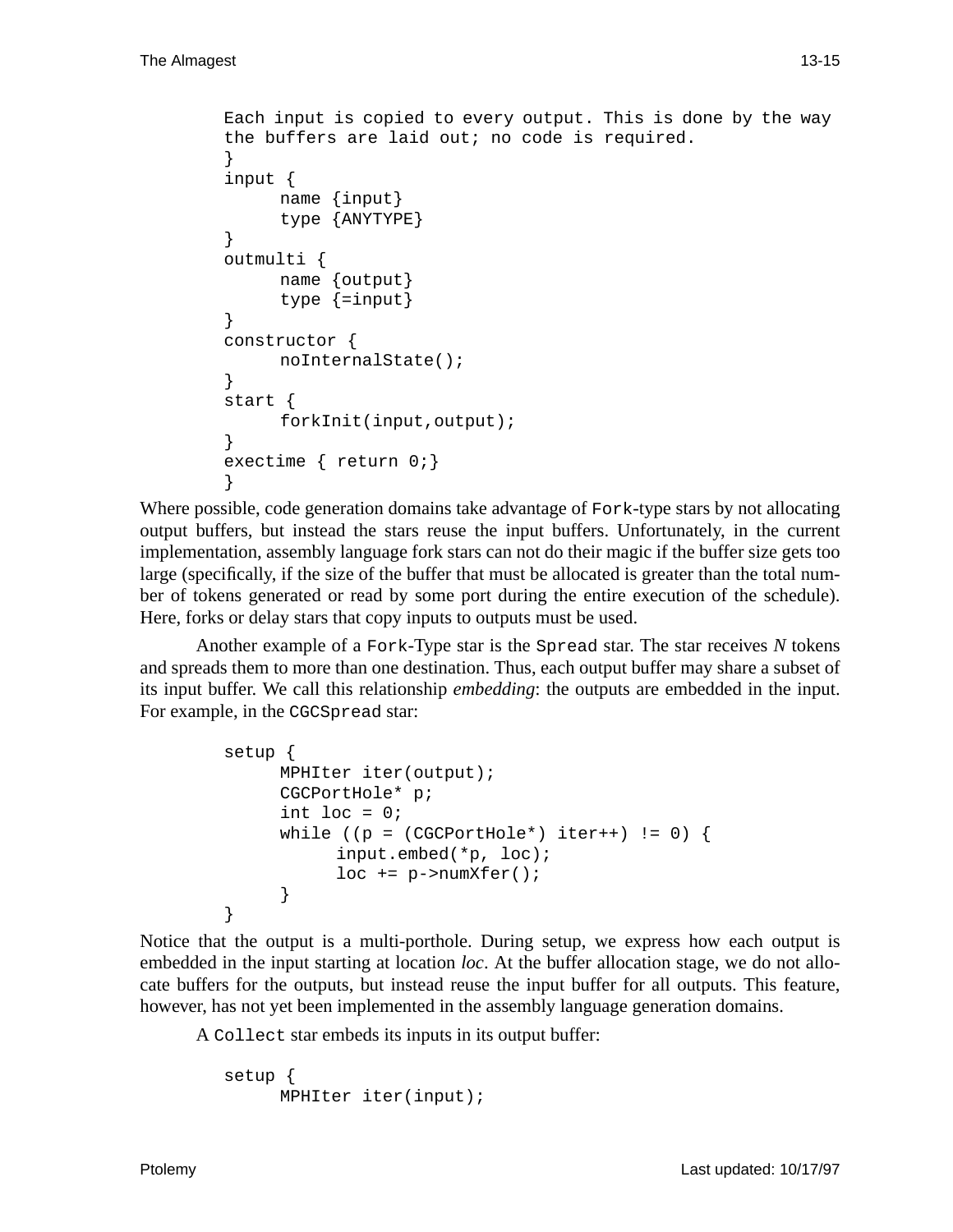```
Each input is copied to every output. This is done by the way
the buffers are laid out; no code is required.
}
input {
      name {input}
      type {ANYTYPE}
}
outmulti {
      name {output}
      type {=input}
}
constructor {
      noInternalState();
}
start {
      forkInit(input,output);
}
exectime { return 0;}
}
```

Where possible, code generation domains take advantage of `Fork`-type stars by not allocating output buffers, but instead the stars reuse the input buffers. Unfortunately, in the current implementation, assembly language fork stars can not do their magic if the buffer size gets too large (specifically, if the size of the buffer that must be allocated is greater than the total number of tokens generated or read by some port during the entire execution of the schedule). Here, forks or delay stars that copy inputs to outputs must be used.

Another example of a `Fork`-Type star is the `Spread` star. The star receives *N* tokens and spreads them to more than one destination. Thus, each output buffer may share a subset of its input buffer. We call this relationship *embedding*: the outputs are embedded in the input. For example, in the `CGCSpread` star:

```
setup {
      MPHIter iter(output);
      CGCPortHole* p;
      int loc = 0;
      while ((p = (CGCPortHole*) iter++) != 0) {
            input.embed(*p, loc);
            loc += p->numXfer();
      }
}
```

Notice that the output is a multi-porthole. During setup, we express how each output is embedded in the input starting at location *loc*. At the buffer allocation stage, we do not allocate buffers for the outputs, but instead reuse the input buffer for all outputs. This feature, however, has not yet been implemented in the assembly language generation domains.

A `Collect` star embeds its inputs in its output buffer:

```
setup {
      MPHIter iter(input);
```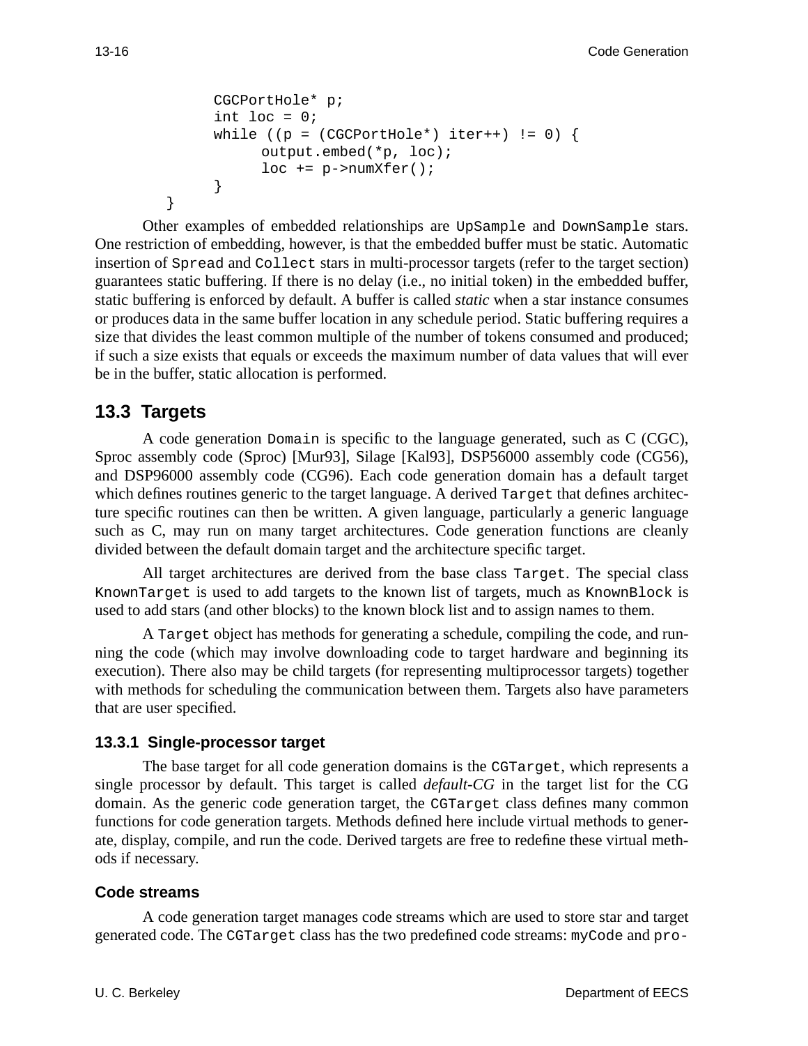```
        CGCPortHole* p;
        int loc = 0;
        while ((p = (CGCPortHole*) iter++) != 0) {
              output.embed(*p, loc);
              loc += p->numXfer();
        }
}
```

Other examples of embedded relationships are `UpSample` and `DownSample` stars. One restriction of embedding, however, is that the embedded buffer must be static. Automatic insertion of `Spread` and `Collect` stars in multi-processor targets (refer to the target section) guarantees static buffering. If there is no delay (i.e., no initial token) in the embedded buffer, static buffering is enforced by default. A buffer is called *static* when a star instance consumes or produces data in the same buffer location in any schedule period. Static buffering requires a size that divides the least common multiple of the number of tokens consumed and produced; if such a size exists that equals or exceeds the maximum number of data values that will ever be in the buffer, static allocation is performed.

## 13.3 Targets

A code generation `Domain` is specific to the language generated, such as C (CGC), Sproc assembly code (Sproc) [Mur93], Silage [Kal93], DSP56000 assembly code (CG56), and DSP96000 assembly code (CG96). Each code generation domain has a default target which defines routines generic to the target language. A derived `Target` that defines architecture specific routines can then be written. A given language, particularly a generic language such as C, may run on many target architectures. Code generation functions are cleanly divided between the default domain target and the architecture specific target.

All target architectures are derived from the base class `Target`. The special class `KnownTarget` is used to add targets to the known list of targets, much as `KnownBlock` is used to add stars (and other blocks) to the known block list and to assign names to them.

A `Target` object has methods for generating a schedule, compiling the code, and running the code (which may involve downloading code to target hardware and beginning its execution). There also may be child targets (for representing multiprocessor targets) together with methods for scheduling the communication between them. Targets also have parameters that are user specified.

### 13.3.1 Single-processor target

The base target for all code generation domains is the `CGTarget`, which represents a single processor by default. This target is called *default-CG* in the target list for the CG domain. As the generic code generation target, the `CGTarget` class defines many common functions for code generation targets. Methods defined here include virtual methods to generate, display, compile, and run the code. Derived targets are free to redefine these virtual methods if necessary.

#### Code streams

A code generation target manages code streams which are used to store star and target generated code. The `CGTarget` class has the two predefined code streams: `myCode` and `pro-`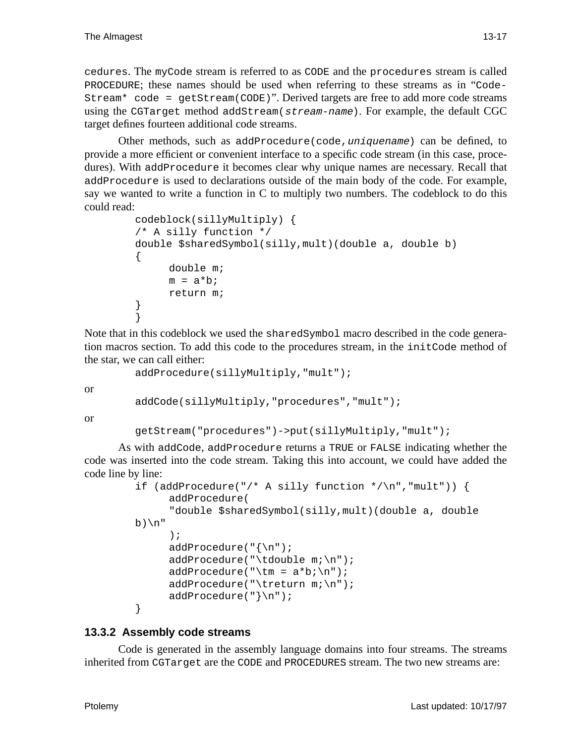cedures. The myCode stream is referred to as CODE and the procedures stream is called PROCEDURE; these names should be used when referring to these streams as in "CodeStream* code = getStream(CODE)". Derived targets are free to add more code streams using the CGTarget method addStream(*stream-name*). For example, the default CGC target defines fourteen additional code streams.

Other methods, such as addProcedure(code,*uniquename*) can be defined, to provide a more efficient or convenient interface to a specific code stream (in this case, procedures). With addProcedure it becomes clear why unique names are necessary. Recall that addProcedure is used to declarations outside of the main body of the code. For example, say we wanted to write a function in C to multiply two numbers. The codeblock to do this could read:

```
codeblock(sillyMultiply) {
/* A silly function */
double $sharedSymbol(silly,mult)(double a, double b)
{
      double m;
      m = a*b;
      return m;
}
}
```

Note that in this codeblock we used the sharedSymbol macro described in the code generation macros section. To add this code to the procedures stream, in the initCode method of the star, we can call either:

```
addProcedure(sillyMultiply,"mult");
```

or

```
addCode(sillyMultiply,"procedures","mult");
```

or

```
getStream("procedures")->put(sillyMultiply,"mult");
```

As with addCode, addProcedure returns a TRUE or FALSE indicating whether the code was inserted into the code stream. Taking this into account, we could have added the code line by line:

```
if (addProcedure("/* A silly function */\n","mult")) {
      addProcedure(
      "double $sharedSymbol(silly,mult)(double a, double 
b)\n"
      );
      addProcedure("{\n");
      addProcedure("\tdouble m;\n");
      addProcedure("\tm = a*b;\n");
      addProcedure("\treturn m;\n");
      addProcedure("}\n");
}
```

### 13.3.2 Assembly code streams

Code is generated in the assembly language domains into four streams. The streams inherited from CGTarget are the CODE and PROCEDURES stream. The two new streams are: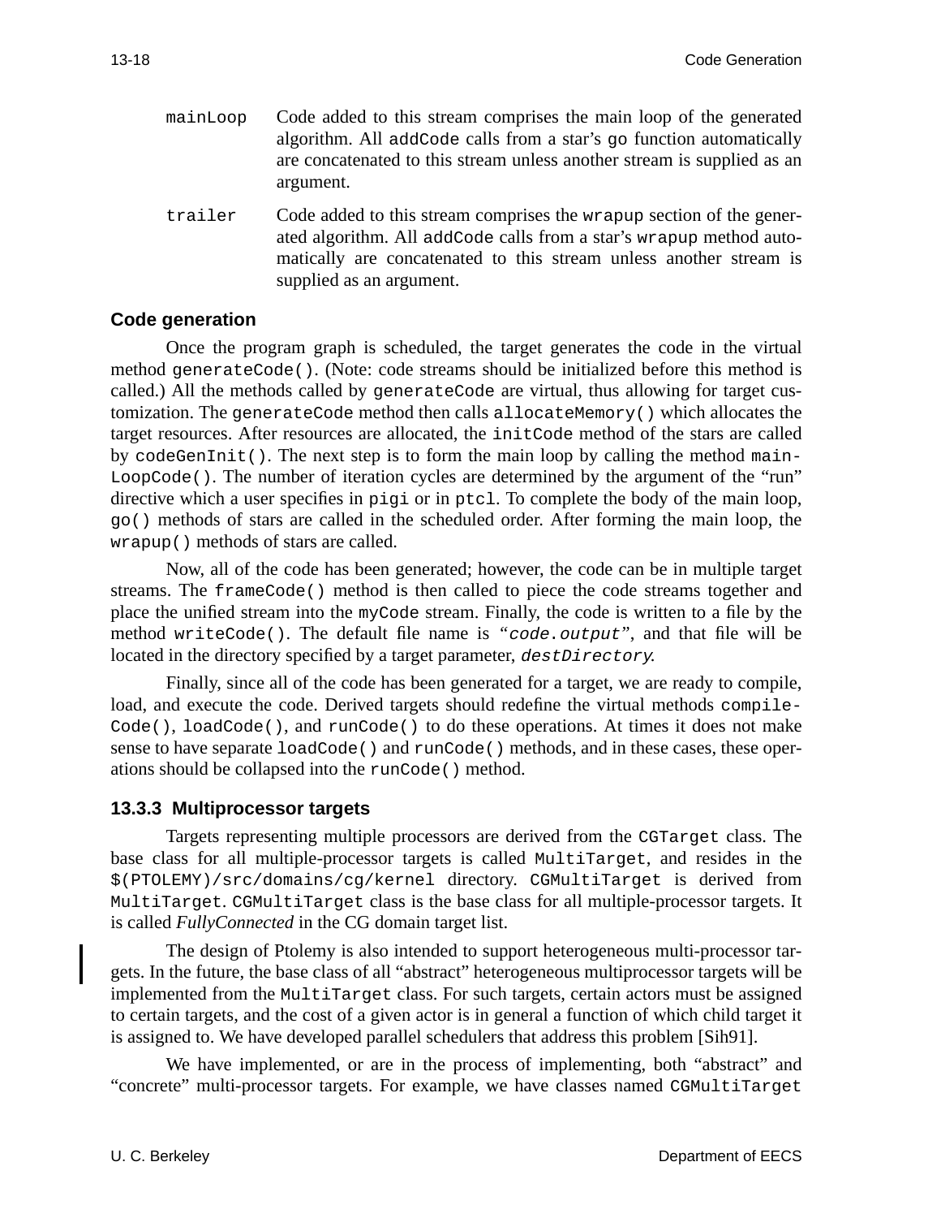mainLoop Code added to this stream comprises the main loop of the generated algorithm. All addCode calls from a star's go function automatically are concatenated to this stream unless another stream is supplied as an argument.

trailer Code added to this stream comprises the wrapup section of the generated algorithm. All addCode calls from a star's wrapup method automatically are concatenated to this stream unless another stream is supplied as an argument.

### Code generation

Once the program graph is scheduled, the target generates the code in the virtual method generateCode(). (Note: code streams should be initialized before this method is called.) All the methods called by generateCode are virtual, thus allowing for target customization. The generateCode method then calls allocateMemory() which allocates the target resources. After resources are allocated, the initCode method of the stars are called by codeGenInit(). The next step is to form the main loop by calling the method mainLoopCode(). The number of iteration cycles are determined by the argument of the "run" directive which a user specifies in pigi or in ptcl. To complete the body of the main loop, go() methods of stars are called in the scheduled order. After forming the main loop, the wrapup() methods of stars are called.

Now, all of the code has been generated; however, the code can be in multiple target streams. The frameCode() method is then called to piece the code streams together and place the unified stream into the myCode stream. Finally, the code is written to a file by the method writeCode(). The default file name is "*code.output*", and that file will be located in the directory specified by a target parameter, *destDirectory*.

Finally, since all of the code has been generated for a target, we are ready to compile, load, and execute the code. Derived targets should redefine the virtual methods compileCode(), loadCode(), and runCode() to do these operations. At times it does not make sense to have separate loadCode() and runCode() methods, and in these cases, these operations should be collapsed into the runCode() method.

### 13.3.3 Multiprocessor targets

Targets representing multiple processors are derived from the CGTarget class. The base class for all multiple-processor targets is called MultiTarget, and resides in the $(PTOLEMY)/src/domains/cg/kernel directory. CGMultiTarget is derived from MultiTarget. CGMultiTarget class is the base class for all multiple-processor targets. It is called *FullyConnected* in the CG domain target list.

The design of Ptolemy is also intended to support heterogeneous multi-processor targets. In the future, the base class of all "abstract" heterogeneous multiprocessor targets will be implemented from the MultiTarget class. For such targets, certain actors must be assigned to certain targets, and the cost of a given actor is in general a function of which child target it is assigned to. We have developed parallel schedulers that address this problem [Sih91].

We have implemented, or are in the process of implementing, both "abstract" and "concrete" multi-processor targets. For example, we have classes named CGMultiTarget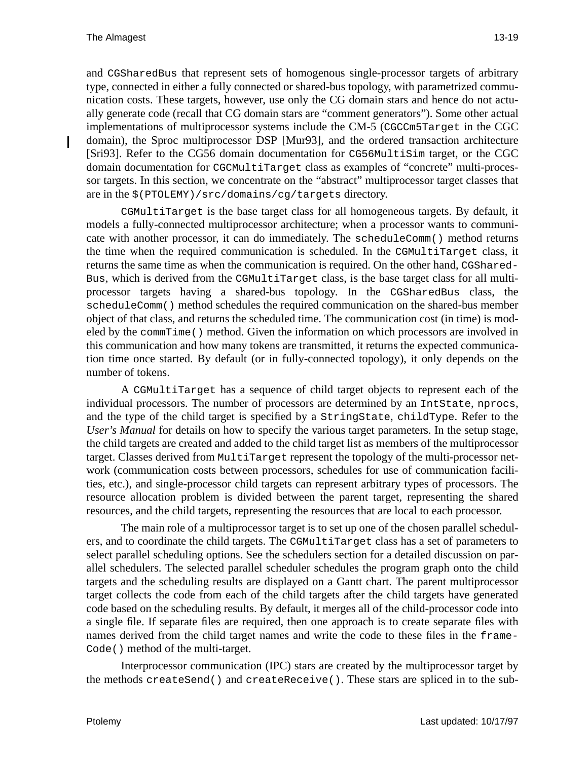and `CGSharedBus` that represent sets of homogenous single-processor targets of arbitrary type, connected in either a fully connected or shared-bus topology, with parametrized communication costs. These targets, however, use only the CG domain stars and hence do not actually generate code (recall that CG domain stars are "comment generators"). Some other actual implementations of multiprocessor systems include the CM-5 (`CGCCm5Target` in the CGC domain), the Sproc multiprocessor DSP [Mur93], and the ordered transaction architecture [Sri93]. Refer to the CG56 domain documentation for `CG56MultiSim` target, or the CGC domain documentation for `CGCMultiTarget` class as examples of "concrete" multi-processor targets. In this section, we concentrate on the "abstract" multiprocessor target classes that are in the `$(PTOLEMY)/src/domains/cg/targets` directory.

`CGMultiTarget` is the base target class for all homogeneous targets. By default, it models a fully-connected multiprocessor architecture; when a processor wants to communicate with another processor, it can do immediately. The `scheduleComm()` method returns the time when the required communication is scheduled. In the `CGMultiTarget` class, it returns the same time as when the communication is required. On the other hand, `CGSharedBus`, which is derived from the `CGMultiTarget` class, is the base target class for all multiprocessor targets having a shared-bus topology. In the `CGSharedBus` class, the `scheduleComm()` method schedules the required communication on the shared-bus member object of that class, and returns the scheduled time. The communication cost (in time) is modeled by the `commTime()` method. Given the information on which processors are involved in this communication and how many tokens are transmitted, it returns the expected communication time once started. By default (or in fully-connected topology), it only depends on the number of tokens.

A `CGMultiTarget` has a sequence of child target objects to represent each of the individual processors. The number of processors are determined by an `IntState`, `nprocs`, and the type of the child target is specified by a `StringState`, `childType`. Refer to the *User's Manual* for details on how to specify the various target parameters. In the setup stage, the child targets are created and added to the child target list as members of the multiprocessor target. Classes derived from `MultiTarget` represent the topology of the multi-processor network (communication costs between processors, schedules for use of communication facilities, etc.), and single-processor child targets can represent arbitrary types of processors. The resource allocation problem is divided between the parent target, representing the shared resources, and the child targets, representing the resources that are local to each processor.

The main role of a multiprocessor target is to set up one of the chosen parallel schedulers, and to coordinate the child targets. The `CGMultiTarget` class has a set of parameters to select parallel scheduling options. See the schedulers section for a detailed discussion on parallel schedulers. The selected parallel scheduler schedules the program graph onto the child targets and the scheduling results are displayed on a Gantt chart. The parent multiprocessor target collects the code from each of the child targets after the child targets have generated code based on the scheduling results. By default, it merges all of the child-processor code into a single file. If separate files are required, then one approach is to create separate files with names derived from the child target names and write the code to these files in the `frameCode()` method of the multi-target.

Interprocessor communication (IPC) stars are created by the multiprocessor target by the methods `createSend()` and `createReceive()`. These stars are spliced in to the sub-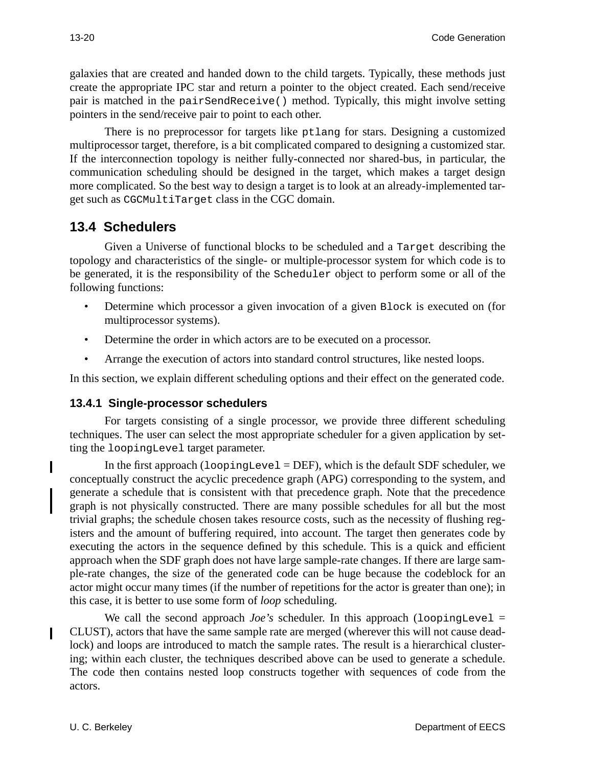galaxies that are created and handed down to the child targets. Typically, these methods just create the appropriate IPC star and return a pointer to the object created. Each send/receive pair is matched in the `pairSendReceive()` method. Typically, this might involve setting pointers in the send/receive pair to point to each other.

There is no preprocessor for targets like `ptlang` for stars. Designing a customized multiprocessor target, therefore, is a bit complicated compared to designing a customized star. If the interconnection topology is neither fully-connected nor shared-bus, in particular, the communication scheduling should be designed in the target, which makes a target design more complicated. So the best way to design a target is to look at an already-implemented target such as `CGCMultiTarget` class in the CGC domain.

## 13.4 Schedulers

Given a Universe of functional blocks to be scheduled and a `Target` describing the topology and characteristics of the single- or multiple-processor system for which code is to be generated, it is the responsibility of the `Scheduler` object to perform some or all of the following functions:

- Determine which processor a given invocation of a given `Block` is executed on (for multiprocessor systems).
- Determine the order in which actors are to be executed on a processor.
- Arrange the execution of actors into standard control structures, like nested loops.

In this section, we explain different scheduling options and their effect on the generated code.

### 13.4.1 Single-processor schedulers

For targets consisting of a single processor, we provide three different scheduling techniques. The user can select the most appropriate scheduler for a given application by setting the `loopingLevel` target parameter.

In the first approach (`loopingLevel` = DEF), which is the default SDF scheduler, we conceptually construct the acyclic precedence graph (APG) corresponding to the system, and generate a schedule that is consistent with that precedence graph. Note that the precedence graph is not physically constructed. There are many possible schedules for all but the most trivial graphs; the schedule chosen takes resource costs, such as the necessity of flushing registers and the amount of buffering required, into account. The target then generates code by executing the actors in the sequence defined by this schedule. This is a quick and efficient approach when the SDF graph does not have large sample-rate changes. If there are large sample-rate changes, the size of the generated code can be huge because the codeblock for an actor might occur many times (if the number of repetitions for the actor is greater than one); in this case, it is better to use some form of *loop* scheduling.

We call the second approach *Joe's* scheduler. In this approach (`loopingLevel` = CLUST), actors that have the same sample rate are merged (wherever this will not cause deadlock) and loops are introduced to match the sample rates. The result is a hierarchical clustering; within each cluster, the techniques described above can be used to generate a schedule. The code then contains nested loop constructs together with sequences of code from the actors.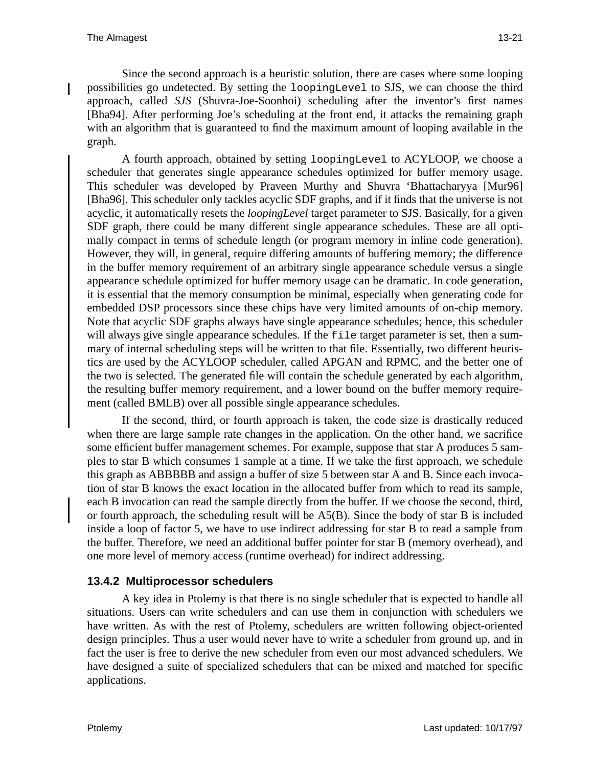Since the second approach is a heuristic solution, there are cases where some looping possibilities go undetected. By setting the `loopingLevel` to SJS, we can choose the third approach, called *SJS* (Shuvra-Joe-Soonhoi) scheduling after the inventor's first names [Bha94]. After performing Joe's scheduling at the front end, it attacks the remaining graph with an algorithm that is guaranteed to find the maximum amount of looping available in the graph.

A fourth approach, obtained by setting `loopingLevel` to ACYLOOP, we choose a scheduler that generates single appearance schedules optimized for buffer memory usage. This scheduler was developed by Praveen Murthy and Shuvra 'Bhattacharyya [Mur96] [Bha96]. This scheduler only tackles acyclic SDF graphs, and if it finds that the universe is not acyclic, it automatically resets the *loopingLevel* target parameter to SJS. Basically, for a given SDF graph, there could be many different single appearance schedules. These are all optimally compact in terms of schedule length (or program memory in inline code generation). However, they will, in general, require differing amounts of buffering memory; the difference in the buffer memory requirement of an arbitrary single appearance schedule versus a single appearance schedule optimized for buffer memory usage can be dramatic. In code generation, it is essential that the memory consumption be minimal, especially when generating code for embedded DSP processors since these chips have very limited amounts of on-chip memory. Note that acyclic SDF graphs always have single appearance schedules; hence, this scheduler will always give single appearance schedules. If the `file` target parameter is set, then a summary of internal scheduling steps will be written to that file. Essentially, two different heuristics are used by the ACYLOOP scheduler, called APGAN and RPMC, and the better one of the two is selected. The generated file will contain the schedule generated by each algorithm, the resulting buffer memory requirement, and a lower bound on the buffer memory requirement (called BMLB) over all possible single appearance schedules.

If the second, third, or fourth approach is taken, the code size is drastically reduced when there are large sample rate changes in the application. On the other hand, we sacrifice some efficient buffer management schemes. For example, suppose that star A produces 5 samples to star B which consumes 1 sample at a time. If we take the first approach, we schedule this graph as ABBBBB and assign a buffer of size 5 between star A and B. Since each invocation of star B knows the exact location in the allocated buffer from which to read its sample, each B invocation can read the sample directly from the buffer. If we choose the second, third, or fourth approach, the scheduling result will be A5(B). Since the body of star B is included inside a loop of factor 5, we have to use indirect addressing for star B to read a sample from the buffer. Therefore, we need an additional buffer pointer for star B (memory overhead), and one more level of memory access (runtime overhead) for indirect addressing.

### 13.4.2 Multiprocessor schedulers

A key idea in Ptolemy is that there is no single scheduler that is expected to handle all situations. Users can write schedulers and can use them in conjunction with schedulers we have written. As with the rest of Ptolemy, schedulers are written following object-oriented design principles. Thus a user would never have to write a scheduler from ground up, and in fact the user is free to derive the new scheduler from even our most advanced schedulers. We have designed a suite of specialized schedulers that can be mixed and matched for specific applications.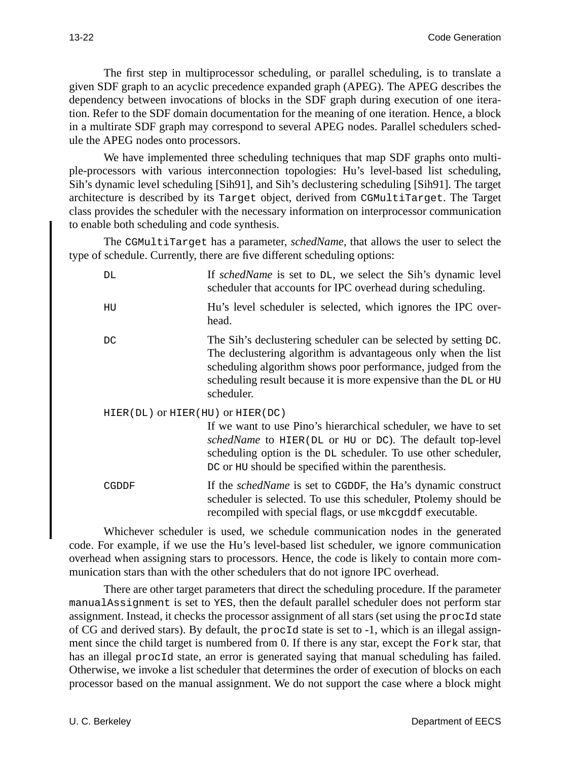The first step in multiprocessor scheduling, or parallel scheduling, is to translate a given SDF graph to an acyclic precedence expanded graph (APEG). The APEG describes the dependency between invocations of blocks in the SDF graph during execution of one iteration. Refer to the SDF domain documentation for the meaning of one iteration. Hence, a block in a multirate SDF graph may correspond to several APEG nodes. Parallel schedulers schedule the APEG nodes onto processors.

We have implemented three scheduling techniques that map SDF graphs onto multiple-processors with various interconnection topologies: Hu's level-based list scheduling, Sih's dynamic level scheduling [Sih91], and Sih's declustering scheduling [Sih91]. The target architecture is described by its `Target` object, derived from `CGMultiTarget`. The Target class provides the scheduler with the necessary information on interprocessor communication to enable both scheduling and code synthesis.

The `CGMultiTarget` has a parameter, *schedName*, that allows the user to select the type of schedule. Currently, there are five different scheduling options:

`DL` — If *schedName* is set to `DL`, we select the Sih's dynamic level scheduler that accounts for IPC overhead during scheduling.

`HU` — Hu's level scheduler is selected, which ignores the IPC overhead.

`DC` — The Sih's declustering scheduler can be selected by setting `DC`. The declustering algorithm is advantageous only when the list scheduling algorithm shows poor performance, judged from the scheduling result because it is more expensive than the `DL` or `HU` scheduler.

`HIER(DL)` or `HIER(HU)` or `HIER(DC)`
If we want to use Pino's hierarchical scheduler, we have to set *schedName* to `HIER(DL` or `HU` or `DC)`. The default top-level scheduling option is the `DL` scheduler. To use other scheduler, `DC` or `HU` should be specified within the parenthesis.

`CGDDF` — If the *schedName* is set to `CGDDF`, the Ha's dynamic construct scheduler is selected. To use this scheduler, Ptolemy should be recompiled with special flags, or use `mkcgddf` executable.

Whichever scheduler is used, we schedule communication nodes in the generated code. For example, if we use the Hu's level-based list scheduler, we ignore communication overhead when assigning stars to processors. Hence, the code is likely to contain more communication stars than with the other schedulers that do not ignore IPC overhead.

There are other target parameters that direct the scheduling procedure. If the parameter `manualAssignment` is set to `YES`, then the default parallel scheduler does not perform star assignment. Instead, it checks the processor assignment of all stars (set using the `procId` state of CG and derived stars). By default, the `procId` state is set to -1, which is an illegal assignment since the child target is numbered from 0. If there is any star, except the `Fork` star, that has an illegal `procId` state, an error is generated saying that manual scheduling has failed. Otherwise, we invoke a list scheduler that determines the order of execution of blocks on each processor based on the manual assignment. We do not support the case where a block might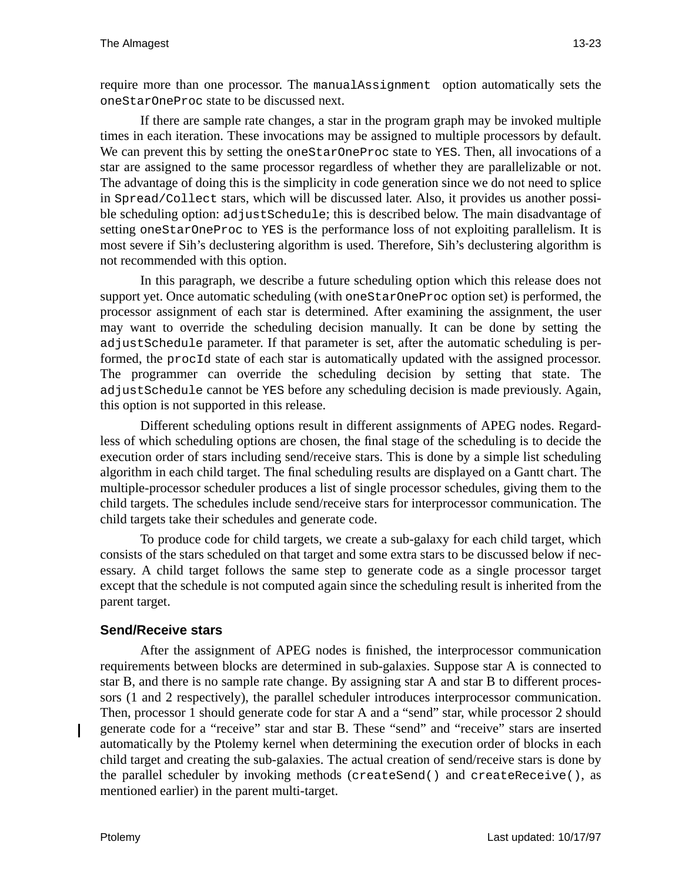require more than one processor. The `manualAssignment` option automatically sets the `oneStarOneProc` state to be discussed next.

If there are sample rate changes, a star in the program graph may be invoked multiple times in each iteration. These invocations may be assigned to multiple processors by default. We can prevent this by setting the `oneStarOneProc` state to `YES`. Then, all invocations of a star are assigned to the same processor regardless of whether they are parallelizable or not. The advantage of doing this is the simplicity in code generation since we do not need to splice in `Spread/Collect` stars, which will be discussed later. Also, it provides us another possible scheduling option: `adjustSchedule`; this is described below. The main disadvantage of setting `oneStarOneProc` to `YES` is the performance loss of not exploiting parallelism. It is most severe if Sih's declustering algorithm is used. Therefore, Sih's declustering algorithm is not recommended with this option.

In this paragraph, we describe a future scheduling option which this release does not support yet. Once automatic scheduling (with `oneStarOneProc` option set) is performed, the processor assignment of each star is determined. After examining the assignment, the user may want to override the scheduling decision manually. It can be done by setting the `adjustSchedule` parameter. If that parameter is set, after the automatic scheduling is performed, the `procId` state of each star is automatically updated with the assigned processor. The programmer can override the scheduling decision by setting that state. The `adjustSchedule` cannot be `YES` before any scheduling decision is made previously. Again, this option is not supported in this release.

Different scheduling options result in different assignments of APEG nodes. Regardless of which scheduling options are chosen, the final stage of the scheduling is to decide the execution order of stars including send/receive stars. This is done by a simple list scheduling algorithm in each child target. The final scheduling results are displayed on a Gantt chart. The multiple-processor scheduler produces a list of single processor schedules, giving them to the child targets. The schedules include send/receive stars for interprocessor communication. The child targets take their schedules and generate code.

To produce code for child targets, we create a sub-galaxy for each child target, which consists of the stars scheduled on that target and some extra stars to be discussed below if necessary. A child target follows the same step to generate code as a single processor target except that the schedule is not computed again since the scheduling result is inherited from the parent target.

### Send/Receive stars

After the assignment of APEG nodes is finished, the interprocessor communication requirements between blocks are determined in sub-galaxies. Suppose star A is connected to star B, and there is no sample rate change. By assigning star A and star B to different processors (1 and 2 respectively), the parallel scheduler introduces interprocessor communication. Then, processor 1 should generate code for star A and a "send" star, while processor 2 should generate code for a "receive" star and star B. These "send" and "receive" stars are inserted automatically by the Ptolemy kernel when determining the execution order of blocks in each child target and creating the sub-galaxies. The actual creation of send/receive stars is done by the parallel scheduler by invoking methods (`createSend()` and `createReceive()`, as mentioned earlier) in the parent multi-target.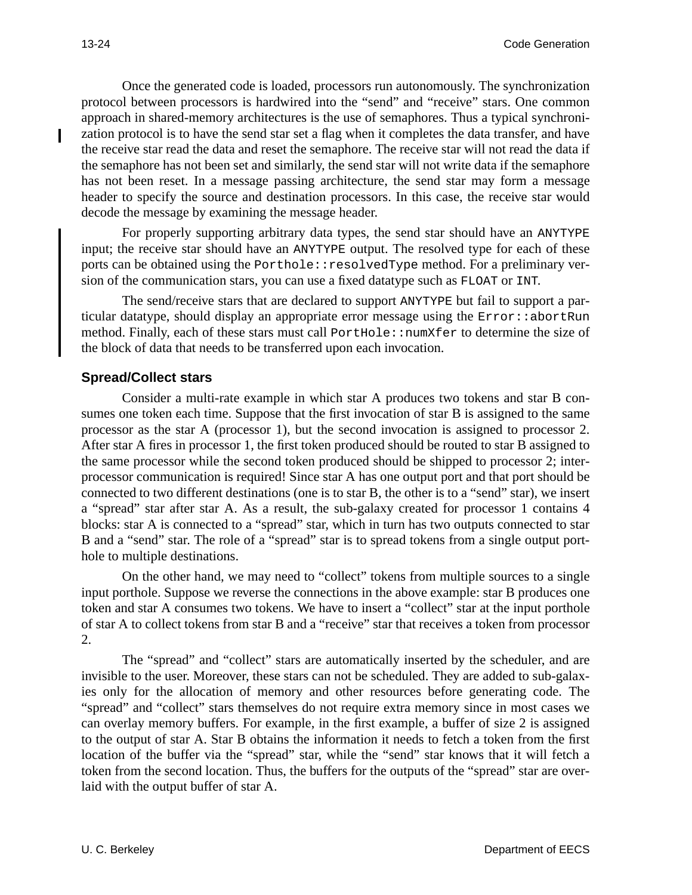Once the generated code is loaded, processors run autonomously. The synchronization protocol between processors is hardwired into the "send" and "receive" stars. One common approach in shared-memory architectures is the use of semaphores. Thus a typical synchronization protocol is to have the send star set a flag when it completes the data transfer, and have the receive star read the data and reset the semaphore. The receive star will not read the data if the semaphore has not been set and similarly, the send star will not write data if the semaphore has not been reset. In a message passing architecture, the send star may form a message header to specify the source and destination processors. In this case, the receive star would decode the message by examining the message header.

For properly supporting arbitrary data types, the send star should have an `ANYTYPE` input; the receive star should have an `ANYTYPE` output. The resolved type for each of these ports can be obtained using the `Porthole::resolvedType` method. For a preliminary version of the communication stars, you can use a fixed datatype such as `FLOAT` or `INT`.

The send/receive stars that are declared to support `ANYTYPE` but fail to support a particular datatype, should display an appropriate error message using the `Error::abortRun` method. Finally, each of these stars must call `PortHole::numXfer` to determine the size of the block of data that needs to be transferred upon each invocation.

### Spread/Collect stars

Consider a multi-rate example in which star A produces two tokens and star B consumes one token each time. Suppose that the first invocation of star B is assigned to the same processor as the star A (processor 1), but the second invocation is assigned to processor 2. After star A fires in processor 1, the first token produced should be routed to star B assigned to the same processor while the second token produced should be shipped to processor 2; interprocessor communication is required! Since star A has one output port and that port should be connected to two different destinations (one is to star B, the other is to a "send" star), we insert a "spread" star after star A. As a result, the sub-galaxy created for processor 1 contains 4 blocks: star A is connected to a "spread" star, which in turn has two outputs connected to star B and a "send" star. The role of a "spread" star is to spread tokens from a single output porthole to multiple destinations.

On the other hand, we may need to "collect" tokens from multiple sources to a single input porthole. Suppose we reverse the connections in the above example: star B produces one token and star A consumes two tokens. We have to insert a "collect" star at the input porthole of star A to collect tokens from star B and a "receive" star that receives a token from processor 2.

The "spread" and "collect" stars are automatically inserted by the scheduler, and are invisible to the user. Moreover, these stars can not be scheduled. They are added to sub-galaxies only for the allocation of memory and other resources before generating code. The "spread" and "collect" stars themselves do not require extra memory since in most cases we can overlay memory buffers. For example, in the first example, a buffer of size 2 is assigned to the output of star A. Star B obtains the information it needs to fetch a token from the first location of the buffer via the "spread" star, while the "send" star knows that it will fetch a token from the second location. Thus, the buffers for the outputs of the "spread" star are overlaid with the output buffer of star A.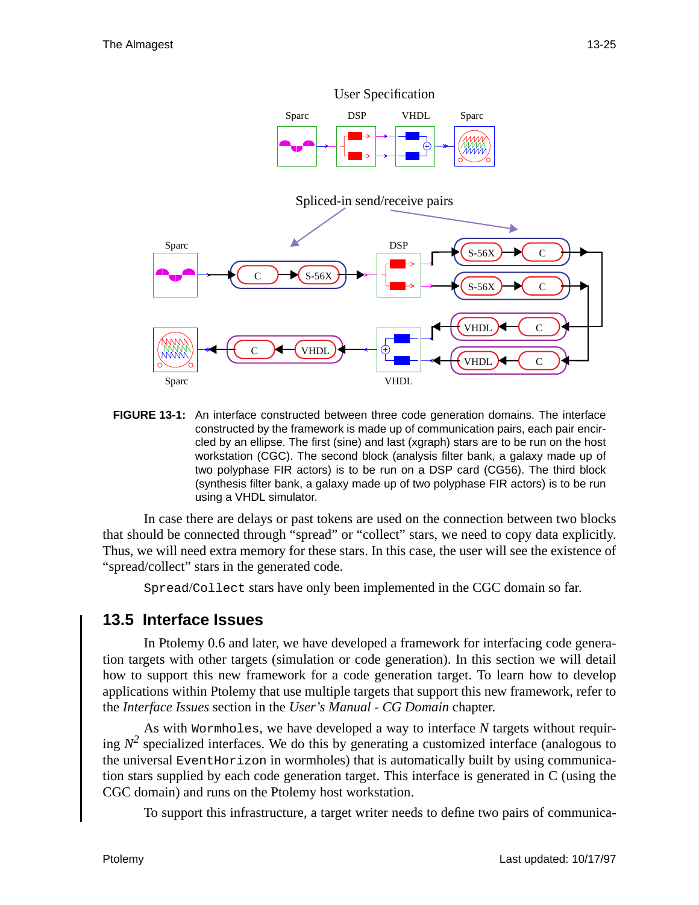FIGURE 13-1: An interface constructed between three code generation domains. The interface constructed by the framework is made up of communication pairs, each pair encircled by an ellipse. The first (sine) and last (xgraph) stars are to be run on the host workstation (CGC). The second block (analysis filter bank, a galaxy made up of two polyphase FIR actors) is to be run on a DSP card (CG56). The third block (synthesis filter bank, a galaxy made up of two polyphase FIR actors) is to be run using a VHDL simulator.

In case there are delays or past tokens are used on the connection between two blocks that should be connected through "spread" or "collect" stars, we need to copy data explicitly. Thus, we will need extra memory for these stars. In this case, the user will see the existence of "spread/collect" stars in the generated code.

`Spread`/`Collect` stars have only been implemented in the CGC domain so far.

## 13.5 Interface Issues

In Ptolemy 0.6 and later, we have developed a framework for interfacing code generation targets with other targets (simulation or code generation). In this section we will detail how to support this new framework for a code generation target. To learn how to develop applications within Ptolemy that use multiple targets that support this new framework, refer to the *Interface Issues* section in the *User's Manual - CG Domain* chapter.

As with `Wormholes`, we have developed a way to interface $N$ targets without requiring $N^2$ specialized interfaces. We do this by generating a customized interface (analogous to the universal `EventHorizon` in wormholes) that is automatically built by using communication stars supplied by each code generation target. This interface is generated in C (using the CGC domain) and runs on the Ptolemy host workstation.

To support this infrastructure, a target writer needs to define two pairs of communica-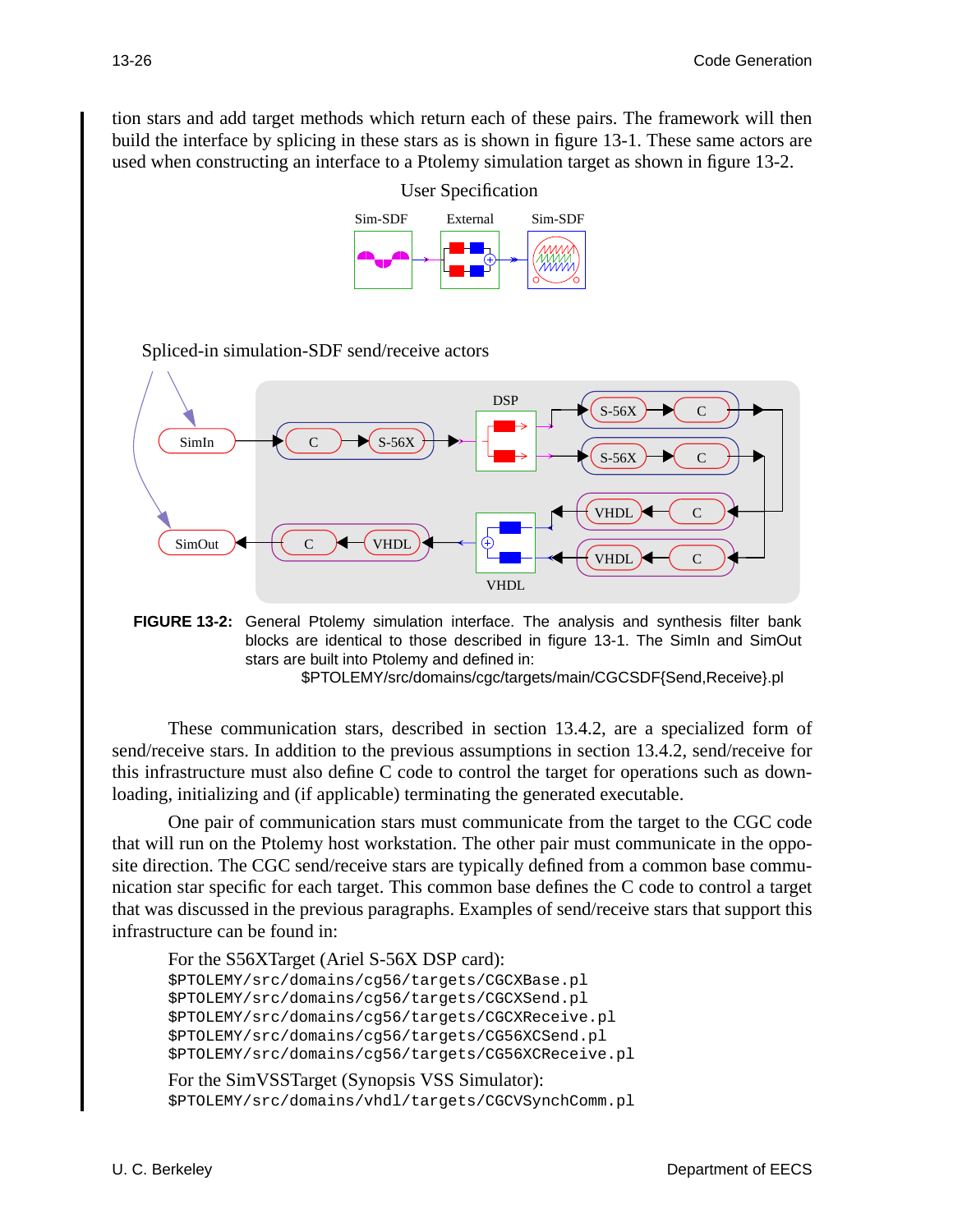tion stars and add target methods which return each of these pairs. The framework will then build the interface by splicing in these stars as is shown in figure 13-1. These same actors are used when constructing an interface to a Ptolemy simulation target as shown in figure 13-2.

**FIGURE 13-2:** General Ptolemy simulation interface. The analysis and synthesis filter bank blocks are identical to those described in figure 13-1. The SimIn and SimOut stars are built into Ptolemy and defined in:
$PTOLEMY/src/domains/cgc/targets/main/CGCSDF{Send,Receive}.pl

These communication stars, described in section 13.4.2, are a specialized form of send/receive stars. In addition to the previous assumptions in section 13.4.2, send/receive for this infrastructure must also define C code to control the target for operations such as downloading, initializing and (if applicable) terminating the generated executable.

One pair of communication stars must communicate from the target to the CGC code that will run on the Ptolemy host workstation. The other pair must communicate in the opposite direction. The CGC send/receive stars are typically defined from a common base communication star specific for each target. This common base defines the C code to control a target that was discussed in the previous paragraphs. Examples of send/receive stars that support this infrastructure can be found in:

For the S56XTarget (Ariel S-56X DSP card):

```
$PTOLEMY/src/domains/cg56/targets/CGCXBase.pl
$PTOLEMY/src/domains/cg56/targets/CGCXSend.pl
$PTOLEMY/src/domains/cg56/targets/CGCXReceive.pl
$PTOLEMY/src/domains/cg56/targets/CG56XCSend.pl
$PTOLEMY/src/domains/cg56/targets/CG56XCReceive.pl
```

For the SimVSSTarget (Synopsis VSS Simulator):

```
$PTOLEMY/src/domains/vhdl/targets/CGCVSynchComm.pl
```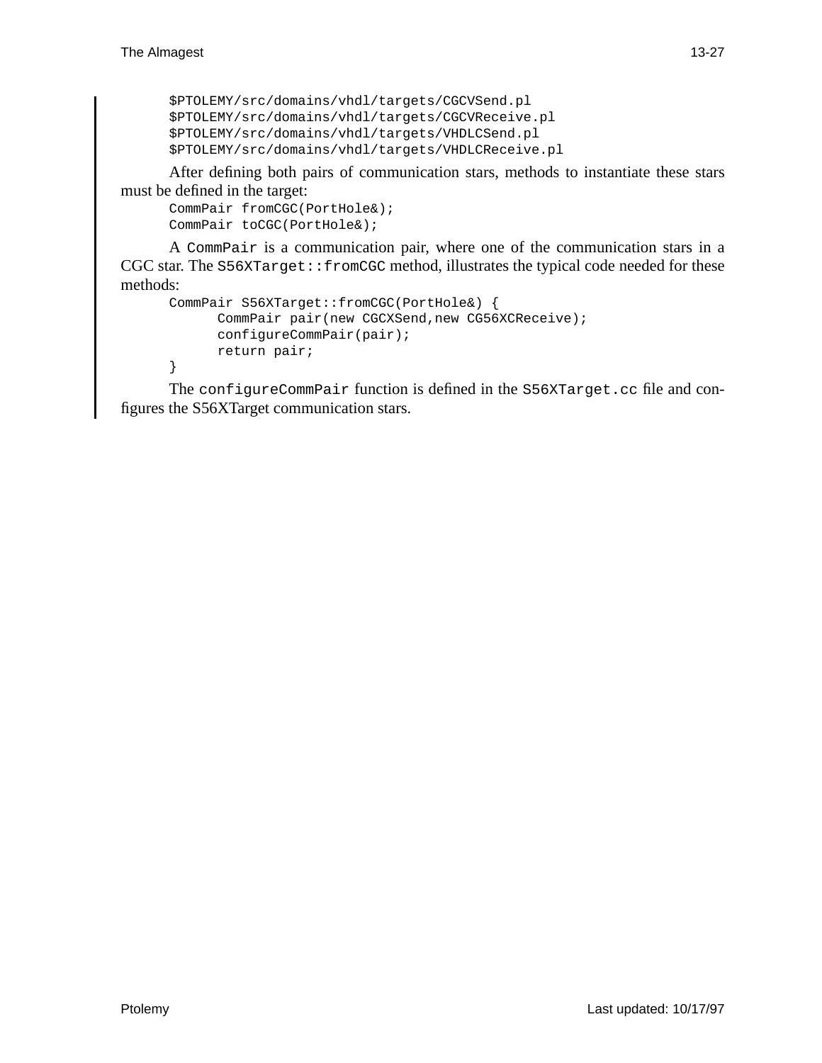```
$PTOLEMY/src/domains/vhdl/targets/CGCVSend.pl
$PTOLEMY/src/domains/vhdl/targets/CGCVReceive.pl
$PTOLEMY/src/domains/vhdl/targets/VHDLCSend.pl
$PTOLEMY/src/domains/vhdl/targets/VHDLCReceive.pl
```

After defining both pairs of communication stars, methods to instantiate these stars must be defined in the target:

```
CommPair fromCGC(PortHole&);
CommPair toCGC(PortHole&);
```

A `CommPair` is a communication pair, where one of the communication stars in a CGC star. The `S56XTarget::fromCGC` method, illustrates the typical code needed for these methods:

```
CommPair S56XTarget::fromCGC(PortHole&) {
      CommPair pair(new CGCXSend,new CG56XCReceive);
      configureCommPair(pair);
      return pair;
}
```

The `configureCommPair` function is defined in the `S56XTarget.cc` file and configures the S56XTarget communication stars.